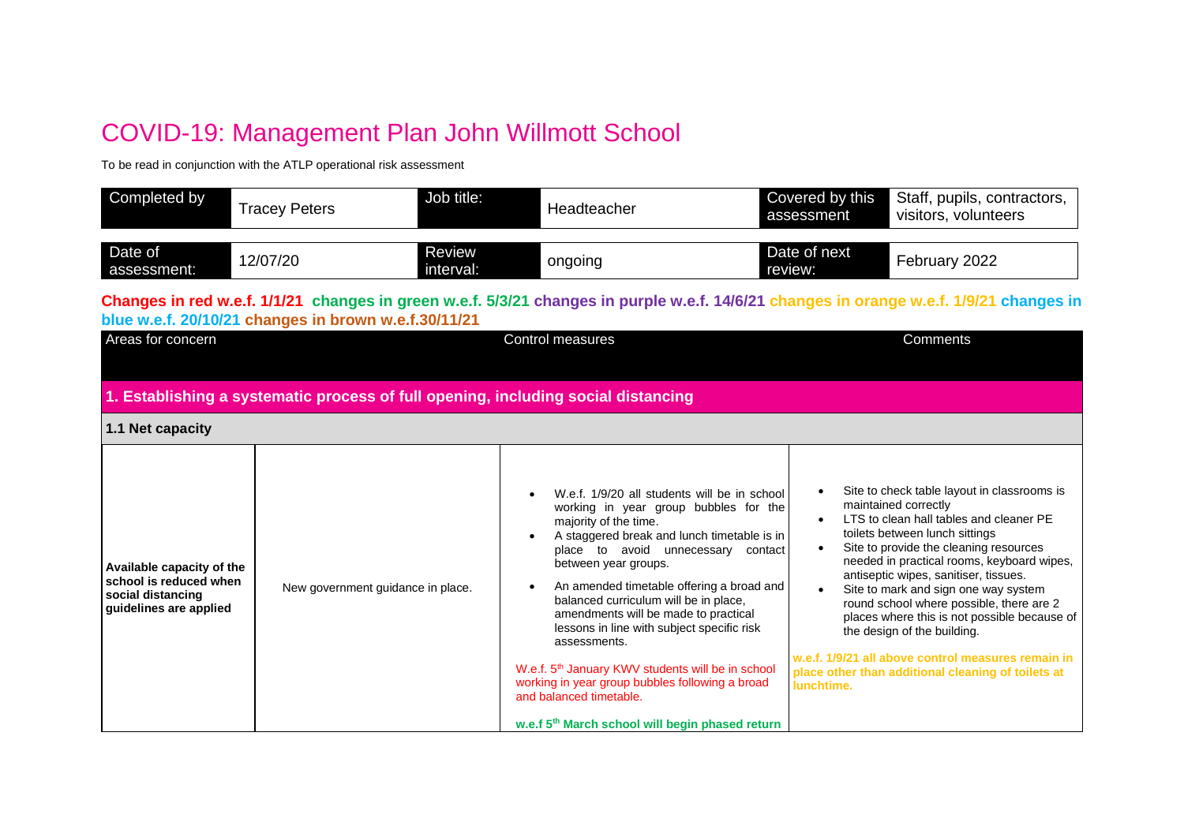# COVID-19: Management Plan John Willmott School

To be read in conjunction with the ATLP operational risk assessment

| Completed by | Tracey Peters | Job title: | Headteacher | Covered by this assessment | Staff, pupils, contractors, visitors, volunteers |
|---|---|---|---|---|---|
| Date of assessment: | 12/07/20 | Review interval: | ongoing | Date of next review: | February 2022 |

**Changes in red w.e.f. 1/1/21 changes in green w.e.f. 5/3/21 changes in purple w.e.f. 14/6/21 changes in orange w.e.f. 1/9/21 changes in blue w.e.f. 20/10/21 changes in brown w.e.f.30/11/21**

| Areas for concern | | Control measures | Comments |
|---|---|---|---|
| **1. Establishing a systematic process of full opening, including social distancing** | | | |
| **1.1 Net capacity** | | | |
| **Available capacity of the school is reduced when social distancing guidelines are applied** | New government guidance in place. | <ul><li>W.e.f. 1/9/20 all students will be in school working in year group bubbles for the majority of the time.</li><li>A staggered break and lunch timetable is in place to avoid unnecessary contact between year groups.</li><li>An amended timetable offering a broad and balanced curriculum will be in place, amendments will be made to practical lessons in line with subject specific risk assessments.</li></ul>W.e.f. 5th January KWV students will be in school working in year group bubbles following a broad and balanced timetable.<br><br>**w.e.f 5th March school will begin phased return** | <ul><li>Site to check table layout in classrooms is maintained correctly</li><li>LTS to clean hall tables and cleaner PE toilets between lunch sittings</li><li>Site to provide the cleaning resources needed in practical rooms, keyboard wipes, antiseptic wipes, sanitiser, tissues.</li><li>Site to mark and sign one way system round school where possible, there are 2 places where this is not possible because of the design of the building.</li></ul>**w.e.f. 1/9/21 all above control measures remain in place other than additional cleaning of toilets at lunchtime.** |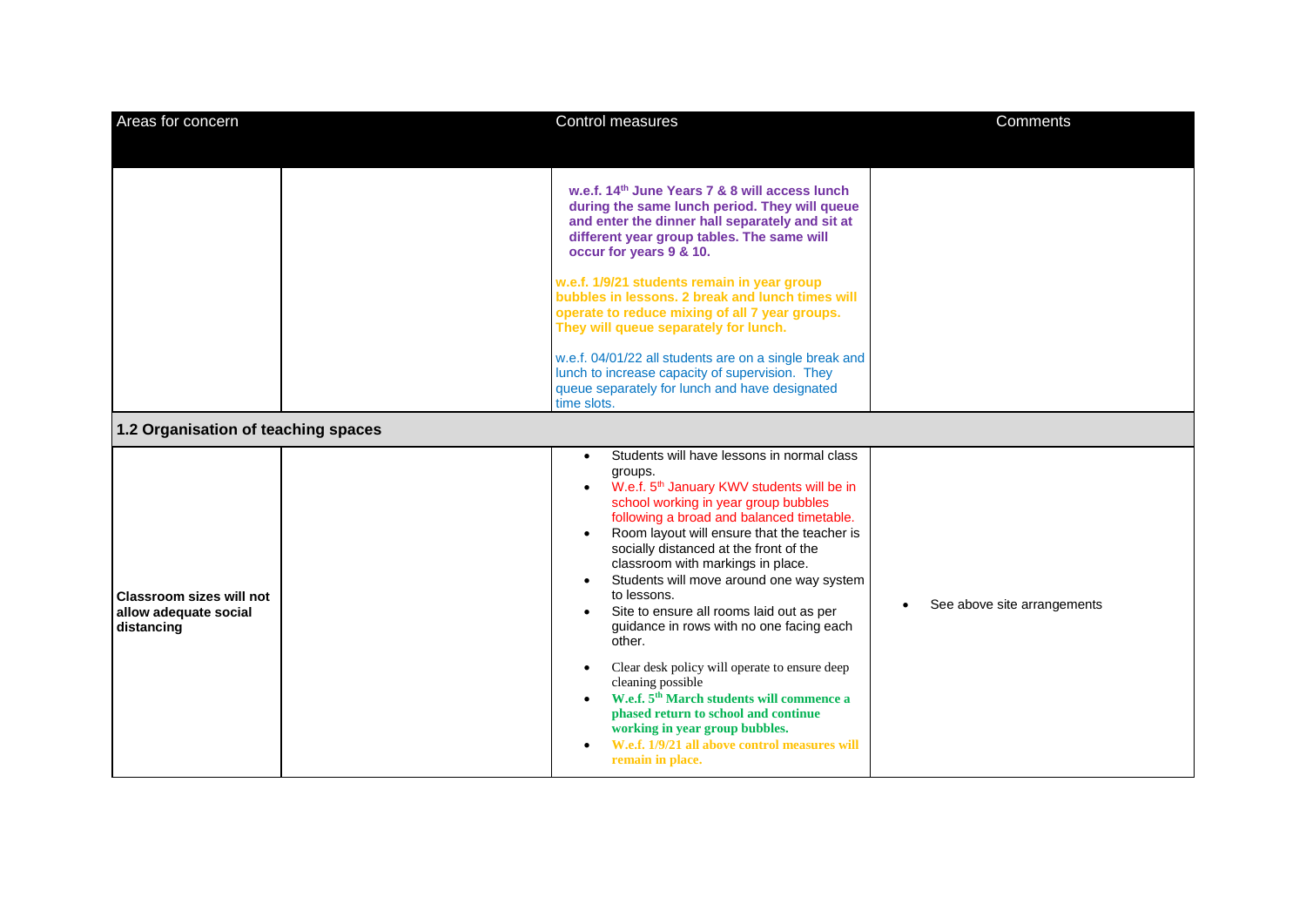| Areas for concern | | Control measures | Comments |
|---|---|---|---|
| | | **w.e.f. 14th June Years 7 & 8 will access lunch during the same lunch period. They will queue and enter the dinner hall separately and sit at different year group tables. The same will occur for years 9 & 10.**<br><br>**w.e.f. 1/9/21 students remain in year group bubbles in lessons. 2 break and lunch times will operate to reduce mixing of all 7 year groups. They will queue separately for lunch.**<br><br>w.e.f. 04/01/22 all students are on a single break and lunch to increase capacity of supervision. They queue separately for lunch and have designated time slots. | |
| **1.2 Organisation of teaching spaces** | | | |
| **Classroom sizes will not allow adequate social distancing** | | • Students will have lessons in normal class groups.<br>• W.e.f. 5th January KWV students will be in school working in year group bubbles following a broad and balanced timetable.<br>• Room layout will ensure that the teacher is socially distanced at the front of the classroom with markings in place.<br>• Students will move around one way system to lessons.<br>• Site to ensure all rooms laid out as per guidance in rows with no one facing each other.<br>• Clear desk policy will operate to ensure deep cleaning possible<br>• **W.e.f. 5th March students will commence a phased return to school and continue working in year group bubbles.**<br>• **W.e.f. 1/9/21 all above control measures will remain in place.** | • See above site arrangements |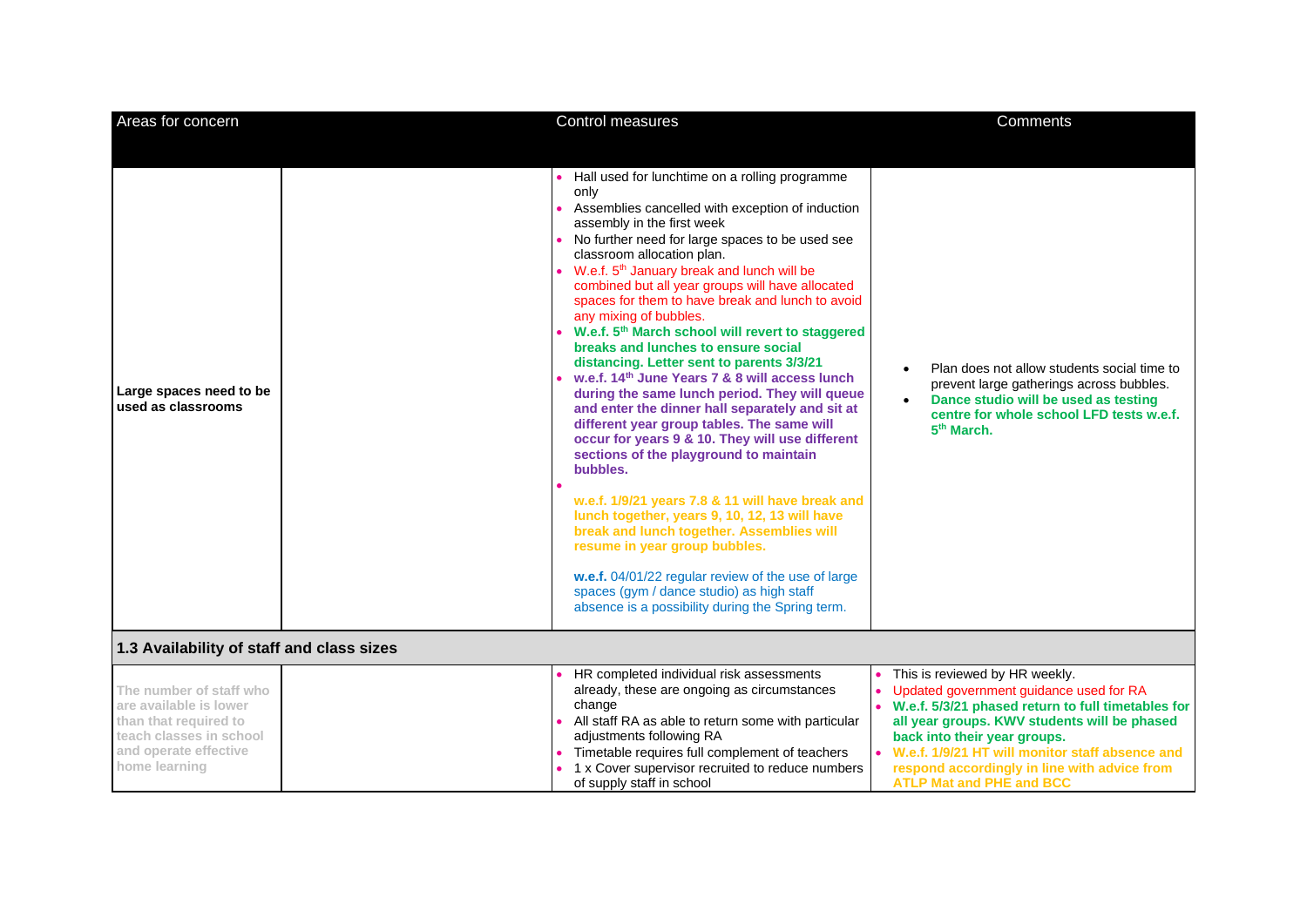| Areas for concern | | Control measures | Comments |
|---|---|---|---|
| **Large spaces need to be used as classrooms** | | • Hall used for lunchtime on a rolling programme only<br>• Assemblies cancelled with exception of induction assembly in the first week<br>• No further need for large spaces to be used see classroom allocation plan.<br>• W.e.f. 5th January break and lunch will be combined but all year groups will have allocated spaces for them to have break and lunch to avoid any mixing of bubbles.<br>• **W.e.f. 5th March school will revert to staggered breaks and lunches to ensure social distancing. Letter sent to parents 3/3/21**<br>• **w.e.f. 14th June Years 7 & 8 will access lunch during the same lunch period. They will queue and enter the dinner hall separately and sit at different year group tables. The same will occur for years 9 & 10. They will use different sections of the playground to maintain bubbles.**<br>• <br>**w.e.f. 1/9/21 years 7.8 & 11 will have break and lunch together, years 9, 10, 12, 13 will have break and lunch together. Assemblies will resume in year group bubbles.**<br><br>**w.e.f.** 04/01/22 regular review of the use of large spaces (gym / dance studio) as high staff absence is a possibility during the Spring term. | • Plan does not allow students social time to prevent large gatherings across bubbles.<br>• **Dance studio will be used as testing centre for whole school LFD tests w.e.f. 5th March.** |
| **1.3 Availability of staff and class sizes** | | | |
| **The number of staff who are available is lower than that required to teach classes in school and operate effective home learning** | | • HR completed individual risk assessments already, these are ongoing as circumstances change<br>• All staff RA as able to return some with particular adjustments following RA<br>• Timetable requires full complement of teachers<br>• 1 x Cover supervisor recruited to reduce numbers of supply staff in school | • This is reviewed by HR weekly.<br>• Updated government guidance used for RA<br>• **W.e.f. 5/3/21 phased return to full timetables for all year groups. KWV students will be phased back into their year groups.**<br>• **W.e.f. 1/9/21 HT will monitor staff absence and respond accordingly in line with advice from ATLP Mat and PHE and BCC** |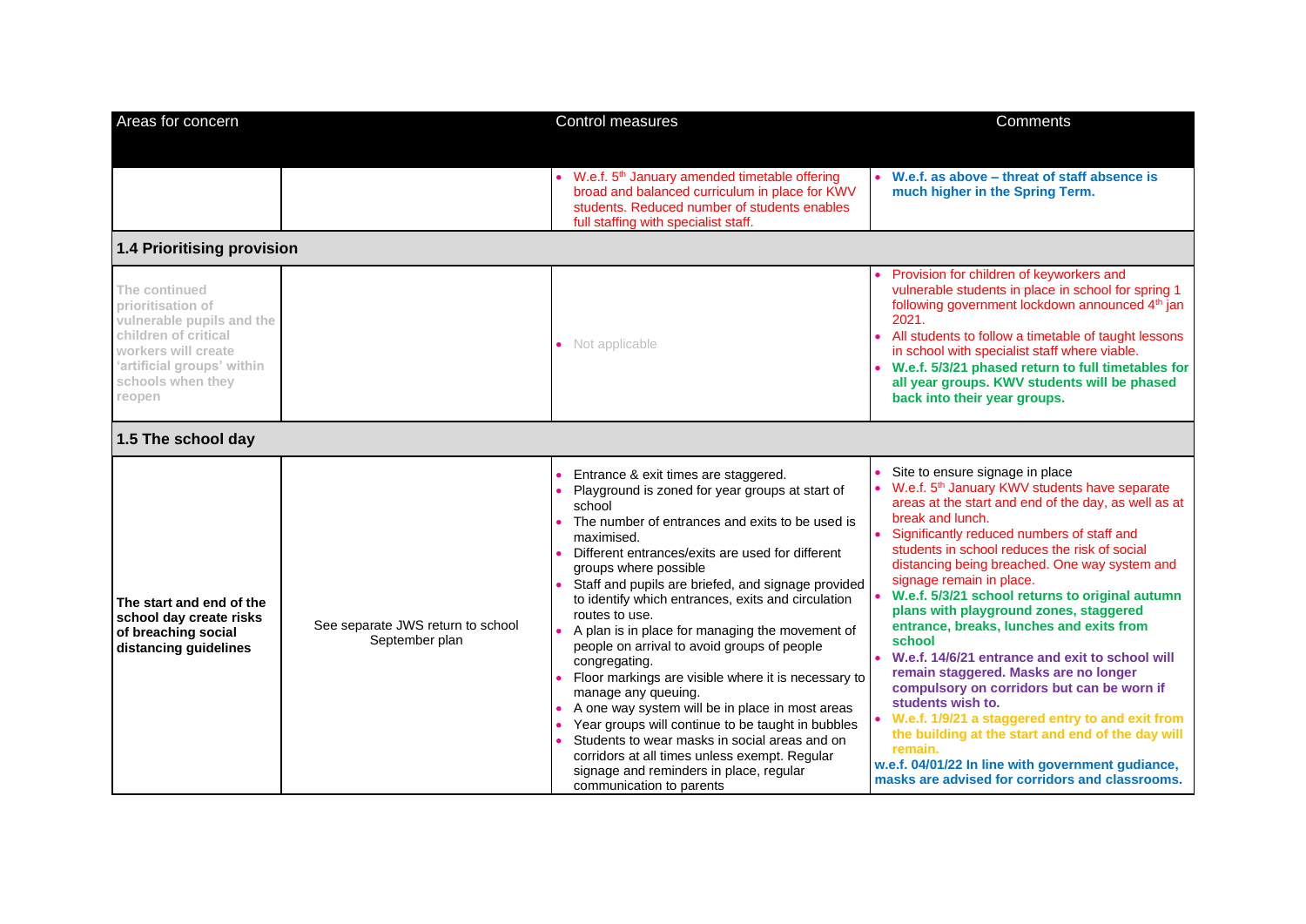| Areas for concern | | Control measures | Comments |
|---|---|---|---|
| | | • W.e.f. 5th January amended timetable offering broad and balanced curriculum in place for KWV students. Reduced number of students enables full staffing with specialist staff. | • **W.e.f. as above – threat of staff absence is much higher in the Spring Term.** |
| **1.4 Prioritising provision** | | | |
| **The continued prioritisation of vulnerable pupils and the children of critical workers will create 'artificial groups' within schools when they reopen** | | • Not applicable | • Provision for children of keyworkers and vulnerable students in place in school for spring 1 following government lockdown announced 4th jan 2021.<br>• All students to follow a timetable of taught lessons in school with specialist staff where viable.<br>• **W.e.f. 5/3/21 phased return to full timetables for all year groups. KWV students will be phased back into their year groups.** |
| **1.5 The school day** | | | |
| **The start and end of the school day create risks of breaching social distancing guidelines** | See separate JWS return to school September plan | • Entrance & exit times are staggered.<br>• Playground is zoned for year groups at start of school<br>• The number of entrances and exits to be used is maximised.<br>• Different entrances/exits are used for different groups where possible<br>• Staff and pupils are briefed, and signage provided to identify which entrances, exits and circulation routes to use.<br>• A plan is in place for managing the movement of people on arrival to avoid groups of people congregating.<br>• Floor markings are visible where it is necessary to manage any queuing.<br>• A one way system will be in place in most areas<br>• Year groups will continue to be taught in bubbles<br>• Students to wear masks in social areas and on corridors at all times unless exempt. Regular signage and reminders in place, regular communication to parents | • Site to ensure signage in place<br>• W.e.f. 5th January KWV students have separate areas at the start and end of the day, as well as at break and lunch.<br>• Significantly reduced numbers of staff and students in school reduces the risk of social distancing being breached. One way system and signage remain in place.<br>• **W.e.f. 5/3/21 school returns to original autumn plans with playground zones, staggered entrance, breaks, lunches and exits from school**<br>• **W.e.f. 14/6/21 entrance and exit to school will remain staggered. Masks are no longer compulsory on corridors but can be worn if students wish to.**<br>• **W.e.f. 1/9/21 a staggered entry to and exit from the building at the start and end of the day will remain.**<br>**w.e.f. 04/01/22 In line with government gudiance, masks are advised for corridors and classrooms.** |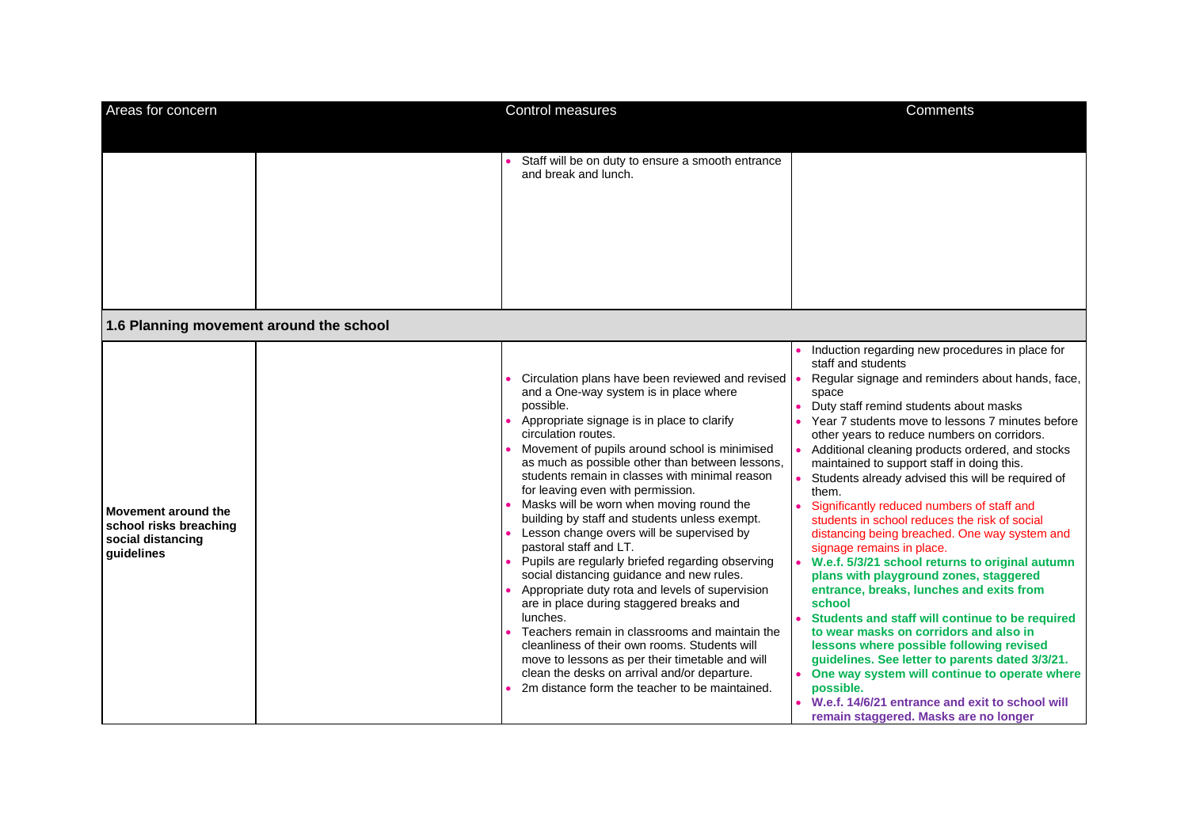| Areas for concern | | Control measures | Comments |
|---|---|---|---|
| | | • Staff will be on duty to ensure a smooth entrance and break and lunch. | |
| **1.6 Planning movement around the school** | | | |
| **Movement around the school risks breaching social distancing guidelines** | | • Circulation plans have been reviewed and revised and a One-way system is in place where possible.<br>• Appropriate signage is in place to clarify circulation routes.<br>• Movement of pupils around school is minimised as much as possible other than between lessons, students remain in classes with minimal reason for leaving even with permission.<br>• Masks will be worn when moving round the building by staff and students unless exempt.<br>• Lesson change overs will be supervised by pastoral staff and LT.<br>• Pupils are regularly briefed regarding observing social distancing guidance and new rules.<br>• Appropriate duty rota and levels of supervision are in place during staggered breaks and lunches.<br>• Teachers remain in classrooms and maintain the cleanliness of their own rooms. Students will move to lessons as per their timetable and will clean the desks on arrival and/or departure.<br>• 2m distance form the teacher to be maintained. | • Induction regarding new procedures in place for staff and students<br>• Regular signage and reminders about hands, face, space<br>• Duty staff remind students about masks<br>• Year 7 students move to lessons 7 minutes before other years to reduce numbers on corridors.<br>• Additional cleaning products ordered, and stocks maintained to support staff in doing this.<br>• Students already advised this will be required of them.<br>• Significantly reduced numbers of staff and students in school reduces the risk of social distancing being breached. One way system and signage remains in place.<br>• **W.e.f. 5/3/21 school returns to original autumn plans with playground zones, staggered entrance, breaks, lunches and exits from school**<br>• **Students and staff will continue to be required to wear masks on corridors and also in lessons where possible following revised guidelines. See letter to parents dated 3/3/21.**<br>• **One way system will continue to operate where possible.**<br>• **W.e.f. 14/6/21 entrance and exit to school will remain staggered. Masks are no longer** |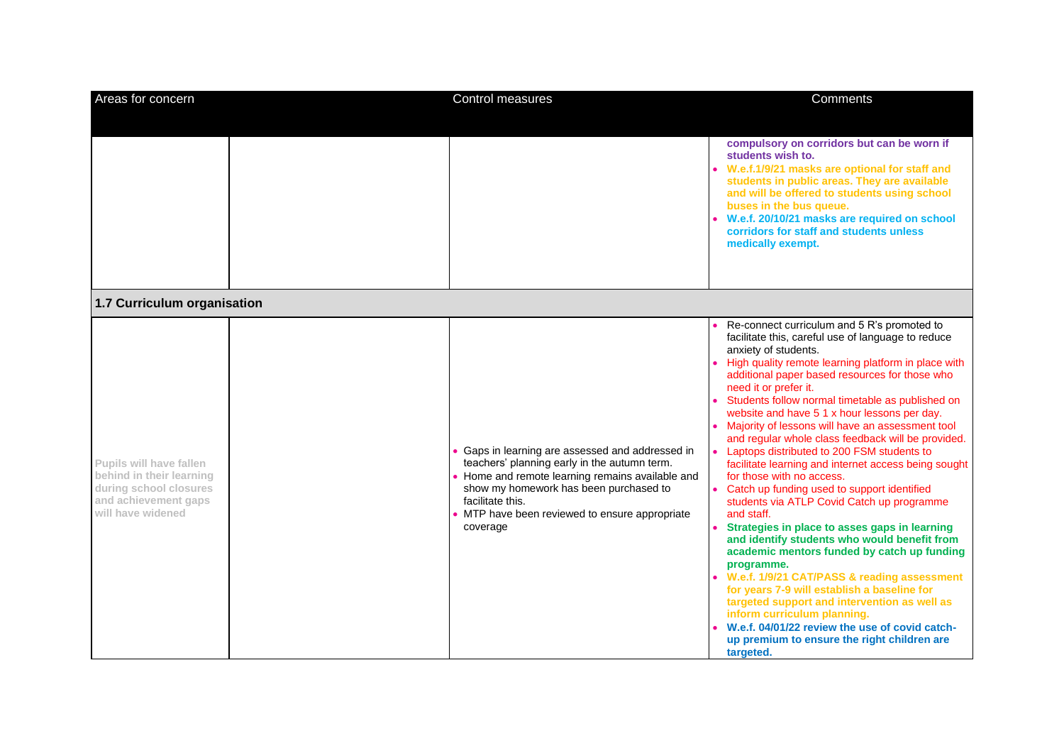| Areas for concern | | Control measures | Comments |
|---|---|---|---|
| | | | **compulsory on corridors but can be worn if students wish to.**<br>• **W.e.f.1/9/21 masks are optional for staff and students in public areas. They are available and will be offered to students using school buses in the bus queue.**<br>• **W.e.f. 20/10/21 masks are required on school corridors for staff and students unless medically exempt.** |
| **1.7 Curriculum organisation** | | | |
| **Pupils will have fallen behind in their learning during school closures and achievement gaps will have widened** | | • Gaps in learning are assessed and addressed in teachers' planning early in the autumn term.<br>• Home and remote learning remains available and show my homework has been purchased to facilitate this.<br>• MTP have been reviewed to ensure appropriate coverage | • Re-connect curriculum and 5 R's promoted to facilitate this, careful use of language to reduce anxiety of students.<br>• High quality remote learning platform in place with additional paper based resources for those who need it or prefer it.<br>• Students follow normal timetable as published on website and have 5 1 x hour lessons per day.<br>• Majority of lessons will have an assessment tool and regular whole class feedback will be provided.<br>• Laptops distributed to 200 FSM students to facilitate learning and internet access being sought for those with no access.<br>• Catch up funding used to support identified students via ATLP Covid Catch up programme and staff.<br>• **Strategies in place to asses gaps in learning and identify students who would benefit from academic mentors funded by catch up funding programme.**<br>• **W.e.f. 1/9/21 CAT/PASS & reading assessment for years 7-9 will establish a baseline for targeted support and intervention as well as inform curriculum planning.**<br>• **W.e.f. 04/01/22 review the use of covid catch-up premium to ensure the right children are targeted.** |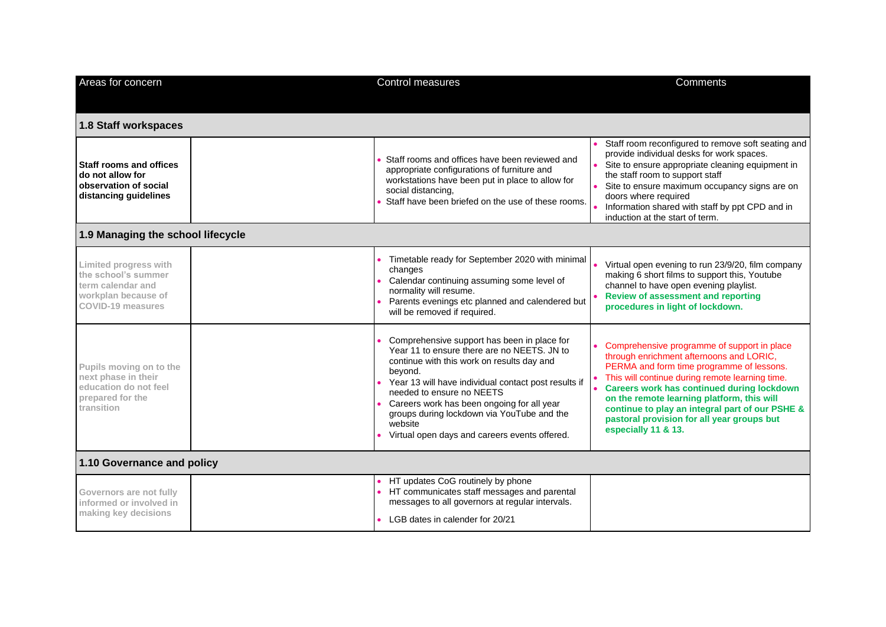| Areas for concern | | Control measures | Comments |
|---|---|---|---|
| **1.8 Staff workspaces** | | | |
| **Staff rooms and offices do not allow for observation of social distancing guidelines** | | • Staff rooms and offices have been reviewed and appropriate configurations of furniture and workstations have been put in place to allow for social distancing,<br>• Staff have been briefed on the use of these rooms. | • Staff room reconfigured to remove soft seating and provide individual desks for work spaces.<br>• Site to ensure appropriate cleaning equipment in the staff room to support staff<br>• Site to ensure maximum occupancy signs are on doors where required<br>• Information shared with staff by ppt CPD and in induction at the start of term. |
| **1.9 Managing the school lifecycle** | | | |
| **Limited progress with the school's summer term calendar and workplan because of COVID-19 measures** | | • Timetable ready for September 2020 with minimal changes<br>• Calendar continuing assuming some level of normality will resume.<br>• Parents evenings etc planned and calendered but will be removed if required. | • Virtual open evening to run 23/9/20, film company making 6 short films to support this, Youtube channel to have open evening playlist.<br>• **Review of assessment and reporting procedures in light of lockdown.** |
| **Pupils moving on to the next phase in their education do not feel prepared for the transition** | | • Comprehensive support has been in place for Year 11 to ensure there are no NEETS. JN to continue with this work on results day and beyond.<br>• Year 13 will have individual contact post results if needed to ensure no NEETS<br>• Careers work has been ongoing for all year groups during lockdown via YouTube and the website<br>• Virtual open days and careers events offered. | • Comprehensive programme of support in place through enrichment afternoons and LORIC, PERMA and form time programme of lessons.<br>• This will continue during remote learning time.<br>• **Careers work has continued during lockdown on the remote learning platform, this will continue to play an integral part of our PSHE & pastoral provision for all year groups but especially 11 & 13.** |
| **1.10 Governance and policy** | | | |
| **Governors are not fully informed or involved in making key decisions** | | • HT updates CoG routinely by phone<br>• HT communicates staff messages and parental messages to all governors at regular intervals.<br>• LGB dates in calender for 20/21 | |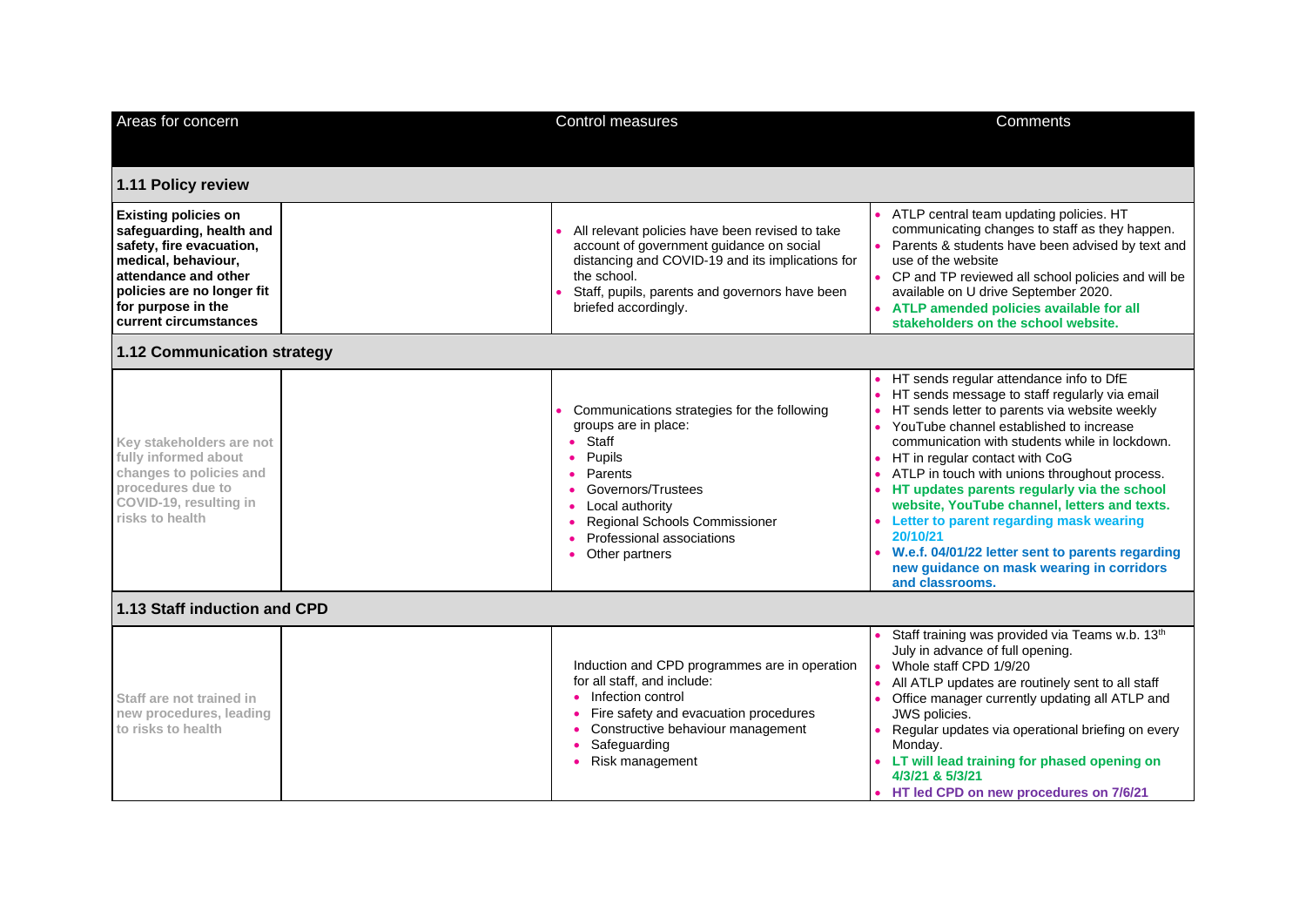| Areas for concern | | Control measures | Comments |
|---|---|---|---|
| **1.11 Policy review** | | | |
| **Existing policies on safeguarding, health and safety, fire evacuation, medical, behaviour, attendance and other policies are no longer fit for purpose in the current circumstances** | | • All relevant policies have been revised to take account of government guidance on social distancing and COVID-19 and its implications for the school.<br>• Staff, pupils, parents and governors have been briefed accordingly. | • ATLP central team updating policies. HT communicating changes to staff as they happen.<br>• Parents & students have been advised by text and use of the website<br>• CP and TP reviewed all school policies and will be available on U drive September 2020.<br>• **ATLP amended policies available for all stakeholders on the school website.** |
| **1.12 Communication strategy** | | | |
| **Key stakeholders are not fully informed about changes to policies and procedures due to COVID-19, resulting in risks to health** | | • Communications strategies for the following groups are in place:<br>• Staff<br>• Pupils<br>• Parents<br>• Governors/Trustees<br>• Local authority<br>• Regional Schools Commissioner<br>• Professional associations<br>• Other partners | • HT sends regular attendance info to DfE<br>• HT sends message to staff regularly via email<br>• HT sends letter to parents via website weekly<br>• YouTube channel established to increase communication with students while in lockdown.<br>• HT in regular contact with CoG<br>• ATLP in touch with unions throughout process.<br>• **HT updates parents regularly via the school website, YouTube channel, letters and texts.**<br>• **Letter to parent regarding mask wearing 20/10/21**<br>• **W.e.f. 04/01/22 letter sent to parents regarding new guidance on mask wearing in corridors and classrooms.** |
| **1.13 Staff induction and CPD** | | | |
| **Staff are not trained in new procedures, leading to risks to health** | | Induction and CPD programmes are in operation for all staff, and include:<br>• Infection control<br>• Fire safety and evacuation procedures<br>• Constructive behaviour management<br>• Safeguarding<br>• Risk management | • Staff training was provided via Teams w.b. 13th July in advance of full opening.<br>• Whole staff CPD 1/9/20<br>• All ATLP updates are routinely sent to all staff<br>• Office manager currently updating all ATLP and JWS policies.<br>• Regular updates via operational briefing on every Monday.<br>• **LT will lead training for phased opening on 4/3/21 & 5/3/21**<br>• **HT led CPD on new procedures on 7/6/21** |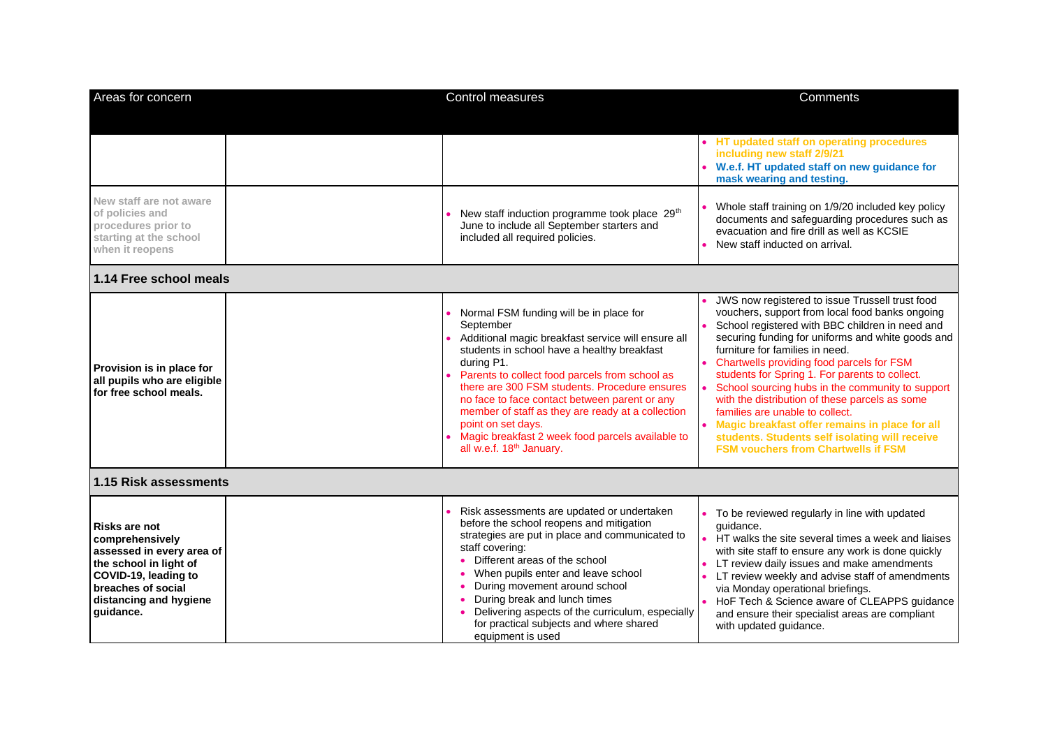| Areas for concern | | Control measures | Comments |
|---|---|---|---|
| | | | • HT updated staff on operating procedures including new staff 2/9/21<br>• W.e.f. HT updated staff on new guidance for mask wearing and testing. |
| New staff are not aware of policies and procedures prior to starting at the school when it reopens | | • New staff induction programme took place 29th June to include all September starters and included all required policies. | • Whole staff training on 1/9/20 included key policy documents and safeguarding procedures such as evacuation and fire drill as well as KCSIE<br>• New staff inducted on arrival. |
| **1.14 Free school meals** | | | |
| **Provision is in place for all pupils who are eligible for free school meals.** | | • Normal FSM funding will be in place for September<br>• Additional magic breakfast service will ensure all students in school have a healthy breakfast during P1.<br>• Parents to collect food parcels from school as there are 300 FSM students. Procedure ensures no face to face contact between parent or any member of staff as they are ready at a collection point on set days.<br>• Magic breakfast 2 week food parcels available to all w.e.f. 18th January. | • JWS now registered to issue Trussell trust food vouchers, support from local food banks ongoing<br>• School registered with BBC children in need and securing funding for uniforms and white goods and furniture for families in need.<br>• Chartwells providing food parcels for FSM students for Spring 1. For parents to collect.<br>• School sourcing hubs in the community to support with the distribution of these parcels as some families are unable to collect.<br>• Magic breakfast offer remains in place for all students. Students self isolating will receive FSM vouchers from Chartwells if FSM |
| **1.15 Risk assessments** | | | |
| **Risks are not comprehensively assessed in every area of the school in light of COVID-19, leading to breaches of social distancing and hygiene guidance.** | | • Risk assessments are updated or undertaken before the school reopens and mitigation strategies are put in place and communicated to staff covering:<br>  • Different areas of the school<br>  • When pupils enter and leave school<br>  • During movement around school<br>  • During break and lunch times<br>  • Delivering aspects of the curriculum, especially for practical subjects and where shared equipment is used | • To be reviewed regularly in line with updated guidance.<br>• HT walks the site several times a week and liaises with site staff to ensure any work is done quickly<br>• LT review daily issues and make amendments<br>• LT review weekly and advise staff of amendments via Monday operational briefings.<br>• HoF Tech & Science aware of CLEAPPS guidance and ensure their specialist areas are compliant with updated guidance. |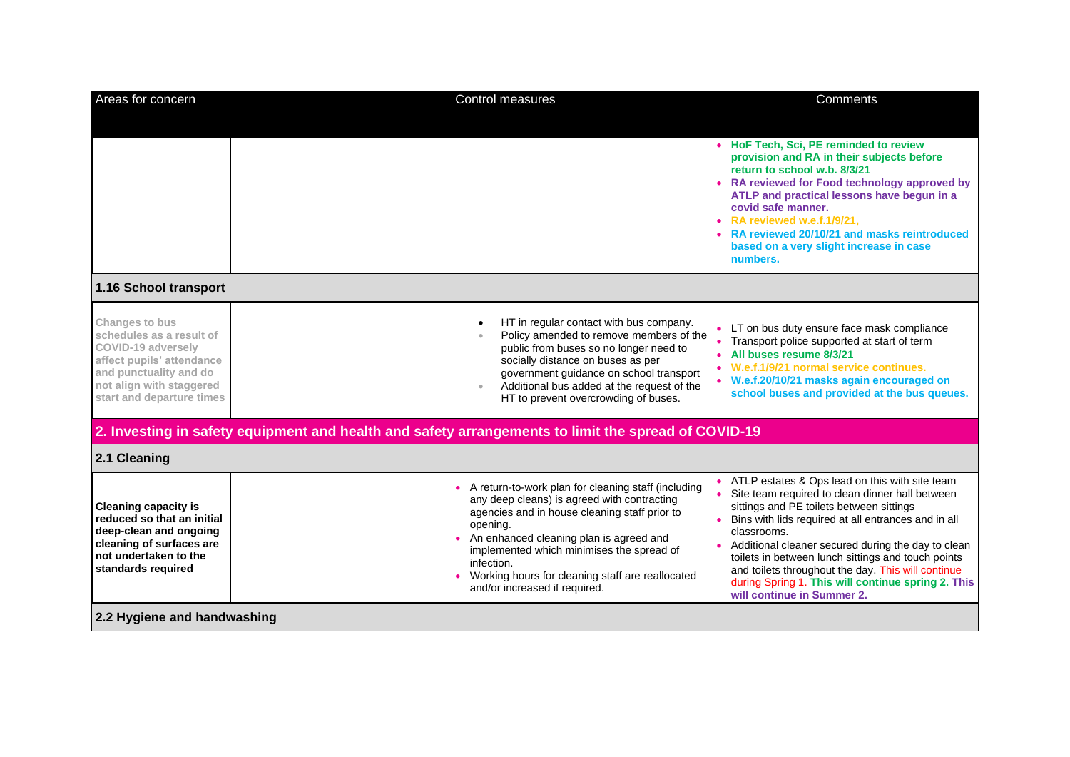| Areas for concern | | Control measures | Comments |
|---|---|---|---|
| | | | • **HoF Tech, Sci, PE reminded to review provision and RA in their subjects before return to school w.b. 8/3/21** <br> • **RA reviewed for Food technology approved by ATLP and practical lessons have begun in a covid safe manner.** <br> • **RA reviewed w.e.f.1/9/21,** <br> • **RA reviewed 20/10/21 and masks reintroduced based on a very slight increase in case numbers.** |
| **1.16 School transport** | | | |
| **Changes to bus schedules as a result of COVID-19 adversely affect pupils' attendance and punctuality and do not align with staggered start and departure times** | | • HT in regular contact with bus company. <br> • Policy amended to remove members of the public from buses so no longer need to socially distance on buses as per government guidance on school transport <br> • Additional bus added at the request of the HT to prevent overcrowding of buses. | • LT on bus duty ensure face mask compliance <br> • Transport police supported at start of term <br> • **All buses resume 8/3/21** <br> • **W.e.f.1/9/21 normal service continues.** <br> • **W.e.f.20/10/21 masks again encouraged on school buses and provided at the bus queues.** |
| **2. Investing in safety equipment and health and safety arrangements to limit the spread of COVID-19** | | | |
| **2.1 Cleaning** | | | |
| **Cleaning capacity is reduced so that an initial deep-clean and ongoing cleaning of surfaces are not undertaken to the standards required** | | • A return-to-work plan for cleaning staff (including any deep cleans) is agreed with contracting agencies and in house cleaning staff prior to opening. <br> • An enhanced cleaning plan is agreed and implemented which minimises the spread of infection. <br> • Working hours for cleaning staff are reallocated and/or increased if required. | • ATLP estates & Ops lead on this with site team <br> • Site team required to clean dinner hall between sittings and PE toilets between sittings <br> • Bins with lids required at all entrances and in all classrooms. <br> • Additional cleaner secured during the day to clean toilets in between lunch sittings and touch points and toilets throughout the day. This will continue during Spring 1. **This will continue spring 2. This will continue in Summer 2.** |
| **2.2 Hygiene and handwashing** | | | |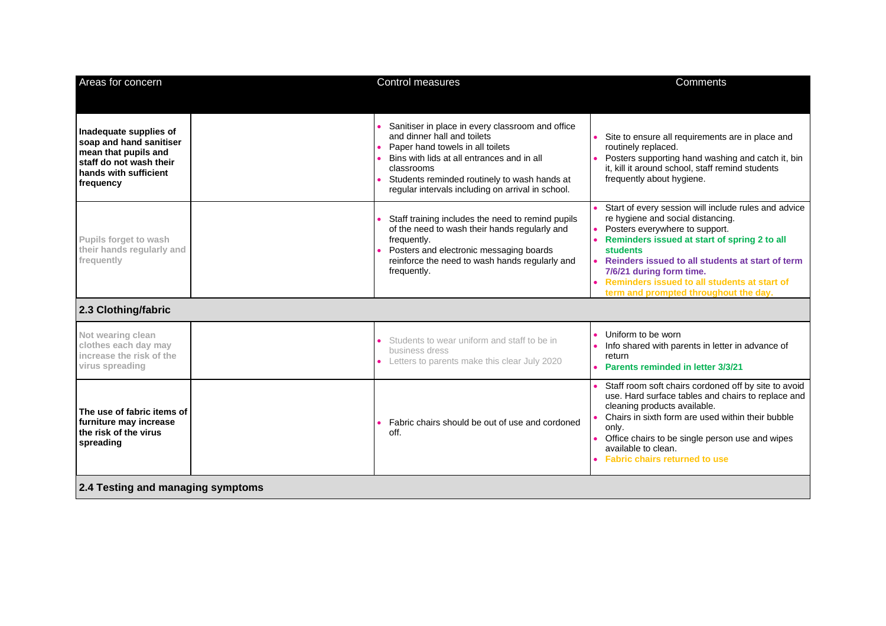| Areas for concern | | Control measures | Comments |
|---|---|---|---|
| **Inadequate supplies of soap and hand sanitiser mean that pupils and staff do not wash their hands with sufficient frequency** | | • Sanitiser in place in every classroom and office and dinner hall and toilets<br>• Paper hand towels in all toilets<br>• Bins with lids at all entrances and in all classrooms<br>• Students reminded routinely to wash hands at regular intervals including on arrival in school. | • Site to ensure all requirements are in place and routinely replaced.<br>• Posters supporting hand washing and catch it, bin it, kill it around school, staff remind students frequently about hygiene. |
| **Pupils forget to wash their hands regularly and frequently** | | • Staff training includes the need to remind pupils of the need to wash their hands regularly and frequently.<br>• Posters and electronic messaging boards reinforce the need to wash hands regularly and frequently. | • Start of every session will include rules and advice re hygiene and social distancing.<br>• Posters everywhere to support.<br>• **Reminders issued at start of spring 2 to all students**<br>• **Reinders issued to all students at start of term 7/6/21 during form time.**<br>• **Reminders issued to all students at start of term and prompted throughout the day.** |
| **2.3 Clothing/fabric** | | | |
| **Not wearing clean clothes each day may increase the risk of the virus spreading** | | • Students to wear uniform and staff to be in business dress<br>• Letters to parents make this clear July 2020 | • Uniform to be worn<br>• Info shared with parents in letter in advance of return<br>• **Parents reminded in letter 3/3/21** |
| **The use of fabric items of furniture may increase the risk of the virus spreading** | | • Fabric chairs should be out of use and cordoned off. | • Staff room soft chairs cordoned off by site to avoid use. Hard surface tables and chairs to replace and cleaning products available.<br>• Chairs in sixth form are used within their bubble only.<br>• Office chairs to be single person use and wipes available to clean.<br>• **Fabric chairs returned to use** |
| **2.4 Testing and managing symptoms** | | | |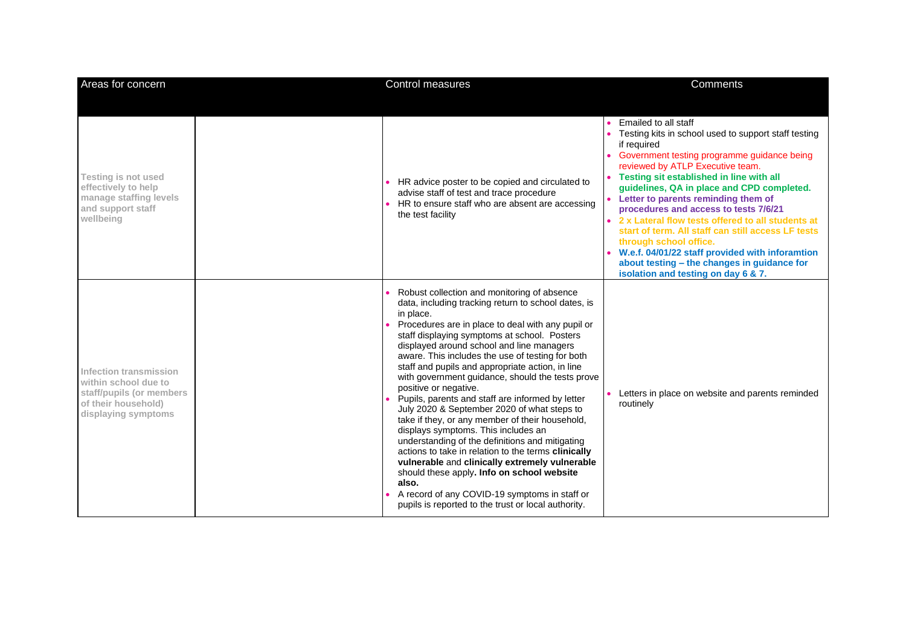| Areas for concern | | Control measures | Comments |
|---|---|---|---|
| **Testing is not used effectively to help manage staffing levels and support staff wellbeing** | | • HR advice poster to be copied and circulated to advise staff of test and trace procedure<br>• HR to ensure staff who are absent are accessing the test facility | • Emailed to all staff<br>• Testing kits in school used to support staff testing if required<br>• Government testing programme guidance being reviewed by ATLP Executive team.<br>• **Testing sit established in line with all guidelines, QA in place and CPD completed.**<br>• **Letter to parents reminding them of procedures and access to tests 7/6/21**<br>• **2 x Lateral flow tests offered to all students at start of term. All staff can still access LF tests through school office.**<br>• **W.e.f. 04/01/22 staff provided with inforamtion about testing – the changes in guidance for isolation and testing on day 6 & 7.** |
| **Infection transmission within school due to staff/pupils (or members of their household) displaying symptoms** | | • Robust collection and monitoring of absence data, including tracking return to school dates, is in place.<br>• Procedures are in place to deal with any pupil or staff displaying symptoms at school. Posters displayed around school and line managers aware. This includes the use of testing for both staff and pupils and appropriate action, in line with government guidance, should the tests prove positive or negative.<br>• Pupils, parents and staff are informed by letter July 2020 & September 2020 of what steps to take if they, or any member of their household, displays symptoms. This includes an understanding of the definitions and mitigating actions to take in relation to the terms **clinically vulnerable** and **clinically extremely vulnerable** should these apply**. Info on school website also.**<br>• A record of any COVID-19 symptoms in staff or pupils is reported to the trust or local authority. | • Letters in place on website and parents reminded routinely |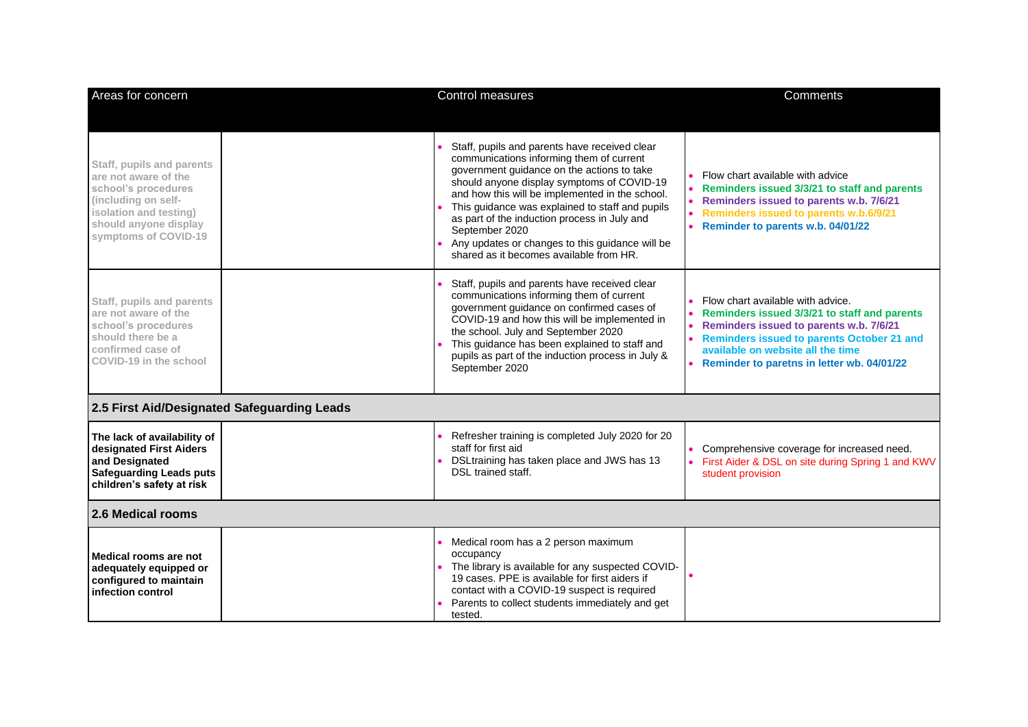| Areas for concern | | Control measures | Comments |
|---|---|---|---|
| Staff, pupils and parents are not aware of the school's procedures (including on self-isolation and testing) should anyone display symptoms of COVID-19 | | • Staff, pupils and parents have received clear communications informing them of current government guidance on the actions to take should anyone display symptoms of COVID-19 and how this will be implemented in the school.<br>• This guidance was explained to staff and pupils as part of the induction process in July and September 2020<br>• Any updates or changes to this guidance will be shared as it becomes available from HR. | • Flow chart available with advice<br>• **Reminders issued 3/3/21 to staff and parents**<br>• **Reminders issued to parents w.b. 7/6/21**<br>• **Reminders issued to parents w.b.6/9/21**<br>• **Reminder to parents w.b. 04/01/22** |
| Staff, pupils and parents are not aware of the school's procedures should there be a confirmed case of COVID-19 in the school | | • Staff, pupils and parents have received clear communications informing them of current government guidance on confirmed cases of COVID-19 and how this will be implemented in the school. July and September 2020<br>• This guidance has been explained to staff and pupils as part of the induction process in July & September 2020 | • Flow chart available with advice.<br>• **Reminders issued 3/3/21 to staff and parents**<br>• **Reminders issued to parents w.b. 7/6/21**<br>• **Reminders issued to parents October 21 and available on website all the time**<br>• **Reminder to paretns in letter wb. 04/01/22** |
| **2.5 First Aid/Designated Safeguarding Leads** | | | |
| **The lack of availability of designated First Aiders and Designated Safeguarding Leads puts children's safety at risk** | | • Refresher training is completed July 2020 for 20 staff for first aid<br>• DSLtraining has taken place and JWS has 13 DSL trained staff. | • Comprehensive coverage for increased need.<br>• First Aider & DSL on site during Spring 1 and KWV student provision |
| **2.6 Medical rooms** | | | |
| **Medical rooms are not adequately equipped or configured to maintain infection control** | | • Medical room has a 2 person maximum occupancy<br>• The library is available for any suspected COVID-19 cases. PPE is available for first aiders if contact with a COVID-19 suspect is required<br>• Parents to collect students immediately and get tested. | • |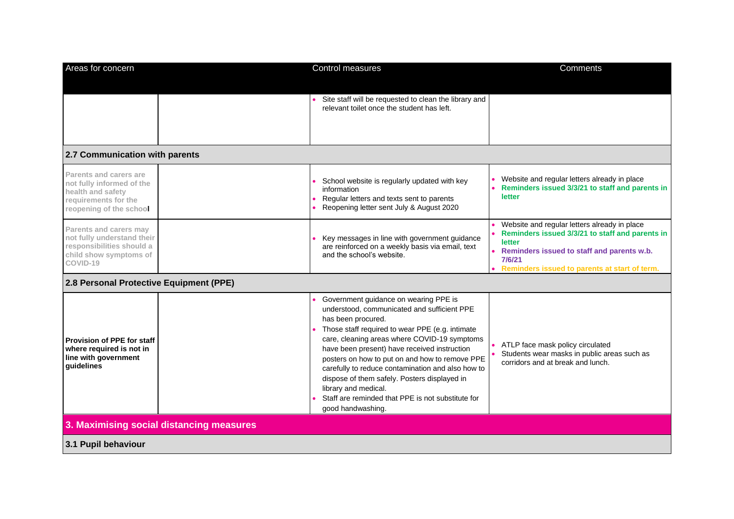| Areas for concern | | Control measures | Comments |
|---|---|---|---|
| | | • Site staff will be requested to clean the library and relevant toilet once the student has left. | |
| **2.7 Communication with parents** | | | |
| **Parents and carers are not fully informed of the health and safety requirements for the reopening of the school** | | • School website is regularly updated with key information<br>• Regular letters and texts sent to parents<br>• Reopening letter sent July & August 2020 | • Website and regular letters already in place<br>• **Reminders issued 3/3/21 to staff and parents in letter** |
| **Parents and carers may not fully understand their responsibilities should a child show symptoms of COVID-19** | | • Key messages in line with government guidance are reinforced on a weekly basis via email, text and the school's website. | • Website and regular letters already in place<br>• **Reminders issued 3/3/21 to staff and parents in letter**<br>• **Reminders issued to staff and parents w.b. 7/6/21**<br>• **Reminders issued to parents at start of term.** |
| **2.8 Personal Protective Equipment (PPE)** | | | |
| **Provision of PPE for staff where required is not in line with government guidelines** | | • Government guidance on wearing PPE is understood, communicated and sufficient PPE has been procured.<br>• Those staff required to wear PPE (e.g. intimate care, cleaning areas where COVID-19 symptoms have been present) have received instruction posters on how to put on and how to remove PPE carefully to reduce contamination and also how to dispose of them safely. Posters displayed in library and medical.<br>• Staff are reminded that PPE is not substitute for good handwashing. | • ATLP face mask policy circulated<br>• Students wear masks in public areas such as corridors and at break and lunch. |
| **3. Maximising social distancing measures** | | | |
| **3.1 Pupil behaviour** | | | |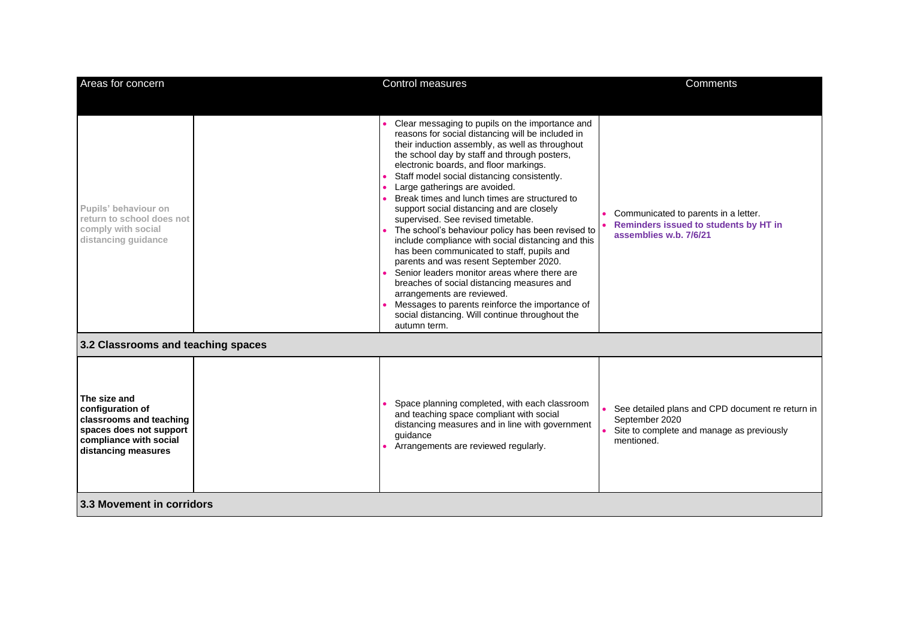| Areas for concern | | Control measures | Comments |
|---|---|---|---|
| **Pupils' behaviour on return to school does not comply with social distancing guidance** | | • Clear messaging to pupils on the importance and reasons for social distancing will be included in their induction assembly, as well as throughout the school day by staff and through posters, electronic boards, and floor markings.<br>• Staff model social distancing consistently.<br>• Large gatherings are avoided.<br>• Break times and lunch times are structured to support social distancing and are closely supervised. See revised timetable.<br>• The school's behaviour policy has been revised to include compliance with social distancing and this has been communicated to staff, pupils and parents and was resent September 2020.<br>• Senior leaders monitor areas where there are breaches of social distancing measures and arrangements are reviewed.<br>• Messages to parents reinforce the importance of social distancing. Will continue throughout the autumn term. | • Communicated to parents in a letter.<br>• **Reminders issued to students by HT in assemblies w.b. 7/6/21** |
| **3.2 Classrooms and teaching spaces** | | | |
| **The size and configuration of classrooms and teaching spaces does not support compliance with social distancing measures** | | • Space planning completed, with each classroom and teaching space compliant with social distancing measures and in line with government guidance<br>• Arrangements are reviewed regularly. | • See detailed plans and CPD document re return in September 2020<br>• Site to complete and manage as previously mentioned. |
| **3.3 Movement in corridors** | | | |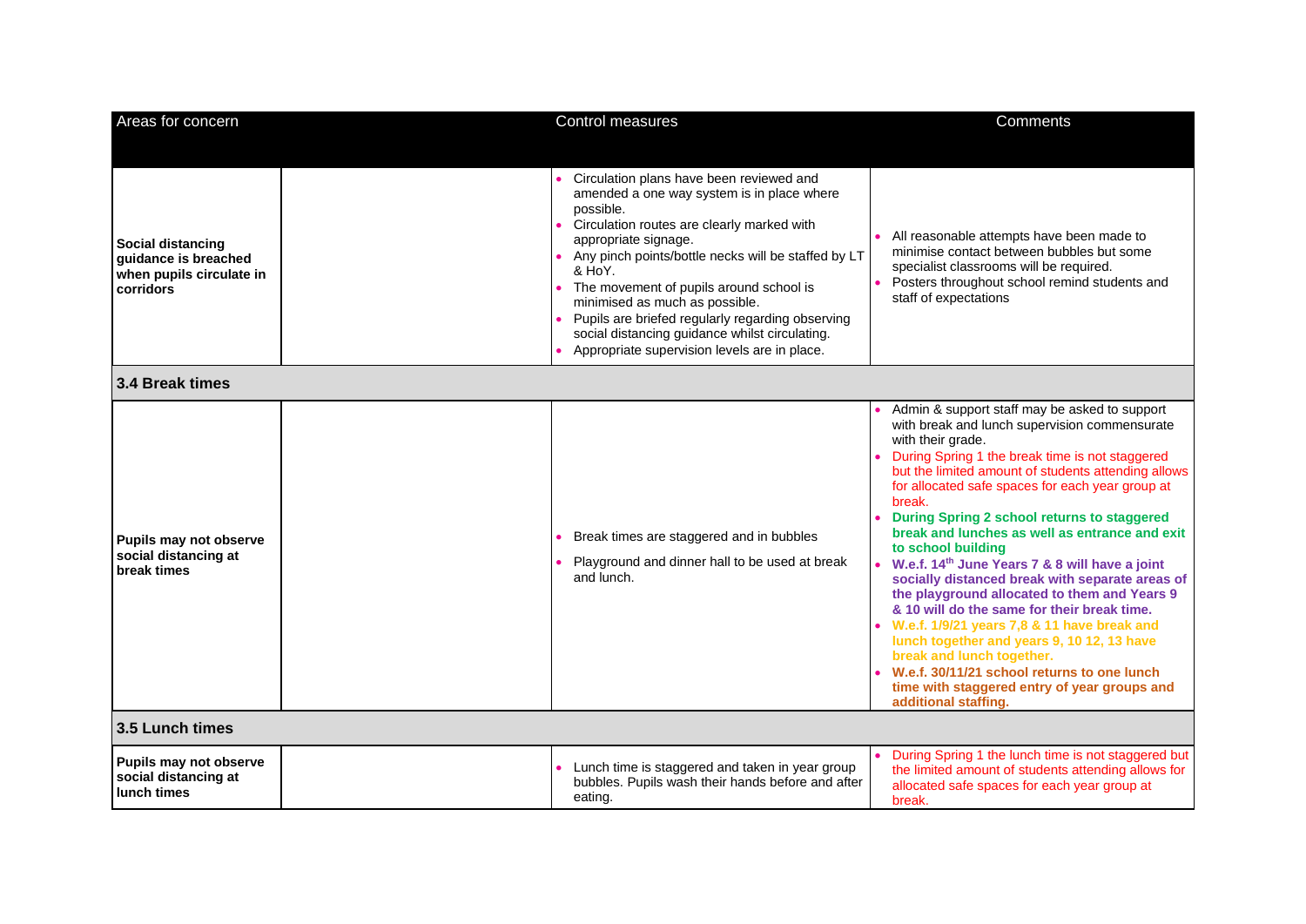| Areas for concern | | Control measures | Comments |
|---|---|---|---|
| **Social distancing guidance is breached when pupils circulate in corridors** | | • Circulation plans have been reviewed and amended a one way system is in place where possible.<br>• Circulation routes are clearly marked with appropriate signage.<br>• Any pinch points/bottle necks will be staffed by LT & HoY.<br>• The movement of pupils around school is minimised as much as possible.<br>• Pupils are briefed regularly regarding observing social distancing guidance whilst circulating.<br>• Appropriate supervision levels are in place. | • All reasonable attempts have been made to minimise contact between bubbles but some specialist classrooms will be required.<br>• Posters throughout school remind students and staff of expectations |
| **3.4 Break times** | | | |
| **Pupils may not observe social distancing at break times** | | • Break times are staggered and in bubbles<br>• Playground and dinner hall to be used at break and lunch. | • Admin & support staff may be asked to support with break and lunch supervision commensurate with their grade.<br>• During Spring 1 the break time is not staggered but the limited amount of students attending allows for allocated safe spaces for each year group at break.<br>• **During Spring 2 school returns to staggered break and lunches as well as entrance and exit to school building**<br>• **W.e.f. 14th June Years 7 & 8 will have a joint socially distanced break with separate areas of the playground allocated to them and Years 9 & 10 will do the same for their break time.**<br>• **W.e.f. 1/9/21 years 7,8 & 11 have break and lunch together and years 9, 10 12, 13 have break and lunch together.**<br>• **W.e.f. 30/11/21 school returns to one lunch time with staggered entry of year groups and additional staffing.** |
| **3.5 Lunch times** | | | |
| **Pupils may not observe social distancing at lunch times** | | • Lunch time is staggered and taken in year group bubbles. Pupils wash their hands before and after eating. | • During Spring 1 the lunch time is not staggered but the limited amount of students attending allows for allocated safe spaces for each year group at break. |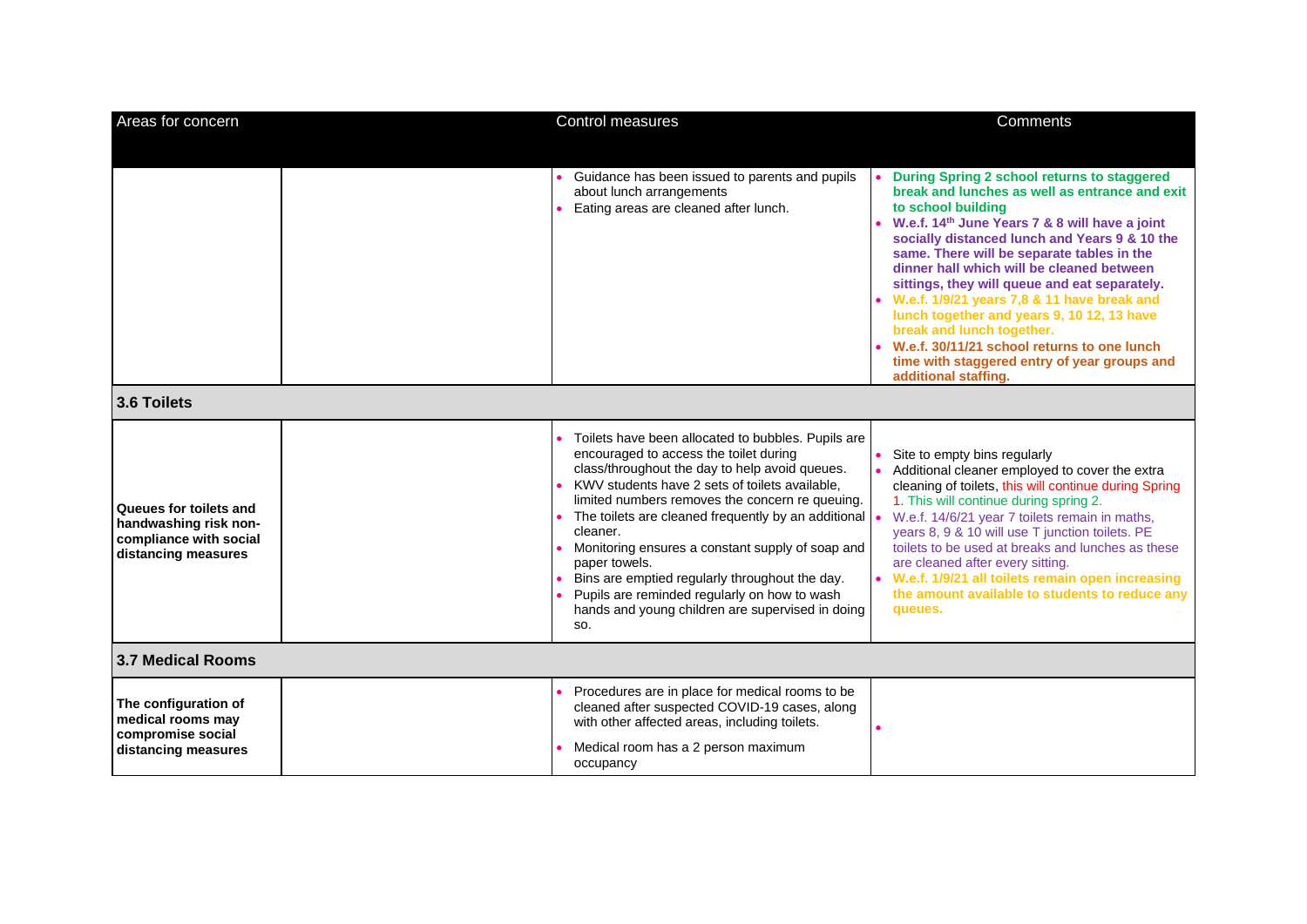| Areas for concern | | Control measures | Comments |
|---|---|---|---|
| | | • Guidance has been issued to parents and pupils about lunch arrangements<br>• Eating areas are cleaned after lunch. | • **During Spring 2 school returns to staggered break and lunches as well as entrance and exit to school building**<br>• **W.e.f. 14th June Years 7 & 8 will have a joint socially distanced lunch and Years 9 & 10 the same. There will be separate tables in the dinner hall which will be cleaned between sittings, they will queue and eat separately.**<br>• **W.e.f. 1/9/21 years 7,8 & 11 have break and lunch together and years 9, 10 12, 13 have break and lunch together.**<br>• **W.e.f. 30/11/21 school returns to one lunch time with staggered entry of year groups and additional staffing.** |
| **3.6 Toilets** | | | |
| **Queues for toilets and handwashing risk non-compliance with social distancing measures** | | • Toilets have been allocated to bubbles. Pupils are encouraged to access the toilet during class/throughout the day to help avoid queues.<br>• KWV students have 2 sets of toilets available, limited numbers removes the concern re queuing.<br>• The toilets are cleaned frequently by an additional cleaner.<br>• Monitoring ensures a constant supply of soap and paper towels.<br>• Bins are emptied regularly throughout the day.<br>• Pupils are reminded regularly on how to wash hands and young children are supervised in doing so. | • Site to empty bins regularly<br>• Additional cleaner employed to cover the extra cleaning of toilets, this will continue during Spring 1. This will continue during spring 2.<br>• W.e.f. 14/6/21 year 7 toilets remain in maths, years 8, 9 & 10 will use T junction toilets. PE toilets to be used at breaks and lunches as these are cleaned after every sitting.<br>• **W.e.f. 1/9/21 all toilets remain open increasing the amount available to students to reduce any queues.** |
| **3.7 Medical Rooms** | | | |
| **The configuration of medical rooms may compromise social distancing measures** | | • Procedures are in place for medical rooms to be cleaned after suspected COVID-19 cases, along with other affected areas, including toilets.<br>• Medical room has a 2 person maximum occupancy | • |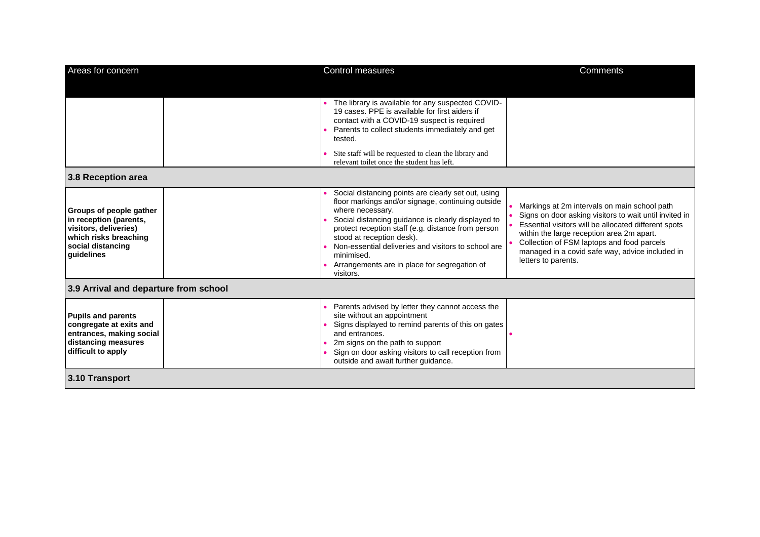| Areas for concern | | Control measures | Comments |
|---|---|---|---|
| | | • The library is available for any suspected COVID-19 cases. PPE is available for first aiders if contact with a COVID-19 suspect is required<br>• Parents to collect students immediately and get tested.<br>• Site staff will be requested to clean the library and relevant toilet once the student has left. | |
| **3.8 Reception area** | | | |
| **Groups of people gather in reception (parents, visitors, deliveries) which risks breaching social distancing guidelines** | | • Social distancing points are clearly set out, using floor markings and/or signage, continuing outside where necessary.<br>• Social distancing guidance is clearly displayed to protect reception staff (e.g. distance from person stood at reception desk).<br>• Non-essential deliveries and visitors to school are minimised.<br>• Arrangements are in place for segregation of visitors. | • Markings at 2m intervals on main school path<br>• Signs on door asking visitors to wait until invited in<br>• Essential visitors will be allocated different spots within the large reception area 2m apart.<br>• Collection of FSM laptops and food parcels managed in a covid safe way, advice included in letters to parents. |
| **3.9 Arrival and departure from school** | | | |
| **Pupils and parents congregate at exits and entrances, making social distancing measures difficult to apply** | | • Parents advised by letter they cannot access the site without an appointment<br>• Signs displayed to remind parents of this on gates and entrances.<br>• 2m signs on the path to support<br>• Sign on door asking visitors to call reception from outside and await further guidance. | • |
| **3.10 Transport** | | | |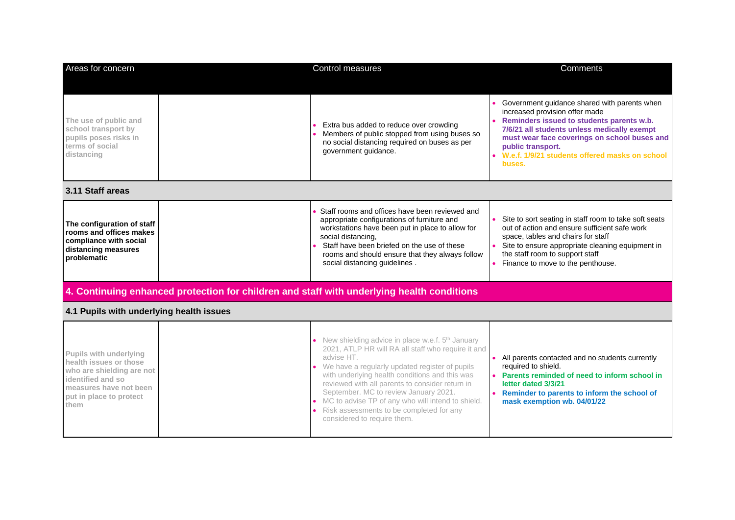| Areas for concern | | Control measures | Comments |
|---|---|---|---|
| The use of public and school transport by pupils poses risks in terms of social distancing | | • Extra bus added to reduce over crowding<br>• Members of public stopped from using buses so no social distancing required on buses as per government guidance. | • Government guidance shared with parents when increased provision offer made<br>• **Reminders issued to students parents w.b. 7/6/21 all students unless medically exempt must wear face coverings on school buses and public transport.**<br>• **W.e.f. 1/9/21 students offered masks on school buses.** |
| **3.11 Staff areas** | | | |
| **The configuration of staff rooms and offices makes compliance with social distancing measures problematic** | | • Staff rooms and offices have been reviewed and appropriate configurations of furniture and workstations have been put in place to allow for social distancing,<br>• Staff have been briefed on the use of these rooms and should ensure that they always follow social distancing guidelines . | • Site to sort seating in staff room to take soft seats out of action and ensure sufficient safe work space, tables and chairs for staff<br>• Site to ensure appropriate cleaning equipment in the staff room to support staff<br>• Finance to move to the penthouse. |
| **4. Continuing enhanced protection for children and staff with underlying health conditions** | | | |
| **4.1 Pupils with underlying health issues** | | | |
| Pupils with underlying health issues or those who are shielding are not identified and so measures have not been put in place to protect them | | • New shielding advice in place w.e.f. 5th January 2021, ATLP HR will RA all staff who require it and advise HT.<br>• We have a regularly updated register of pupils with underlying health conditions and this was reviewed with all parents to consider return in September. MC to review January 2021.<br>• MC to advise TP of any who will intend to shield.<br>• Risk assessments to be completed for any considered to require them. | • All parents contacted and no students currently required to shield.<br>• **Parents reminded of need to inform school in letter dated 3/3/21**<br>• **Reminder to parents to inform the school of mask exemption wb. 04/01/22** |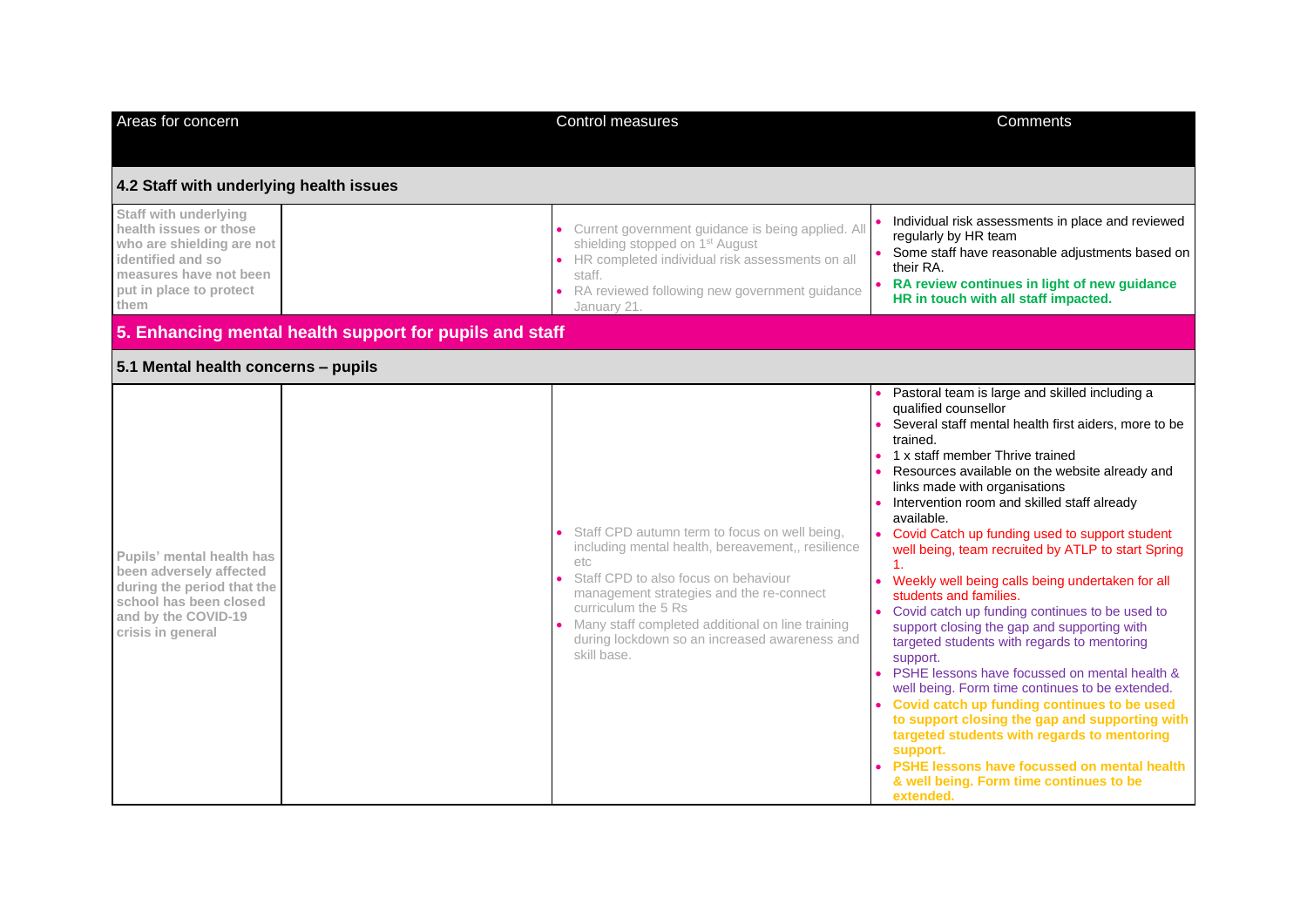| Areas for concern | | Control measures | Comments |
|---|---|---|---|
| **4.2 Staff with underlying health issues** | | | |
| **Staff with underlying health issues or those who are shielding are not identified and so measures have not been put in place to protect them** | | • Current government guidance is being applied. All shielding stopped on 1st August<br>• HR completed individual risk assessments on all staff.<br>• RA reviewed following new government guidance January 21. | • Individual risk assessments in place and reviewed regularly by HR team<br>• Some staff have reasonable adjustments based on their RA.<br>• **RA review continues in light of new guidance HR in touch with all staff impacted.** |
| **5. Enhancing mental health support for pupils and staff** | | | |
| **5.1 Mental health concerns – pupils** | | | |
| **Pupils' mental health has been adversely affected during the period that the school has been closed and by the COVID-19 crisis in general** | | • Staff CPD autumn term to focus on well being, including mental health, bereavement,, resilience etc<br>• Staff CPD to also focus on behaviour management strategies and the re-connect curriculum the 5 Rs<br>• Many staff completed additional on line training during lockdown so an increased awareness and skill base. | • Pastoral team is large and skilled including a qualified counsellor<br>• Several staff mental health first aiders, more to be trained.<br>• 1 x staff member Thrive trained<br>• Resources available on the website already and links made with organisations<br>• Intervention room and skilled staff already available.<br>• Covid Catch up funding used to support student well being, team recruited by ATLP to start Spring 1.<br>• Weekly well being calls being undertaken for all students and families.<br>• Covid catch up funding continues to be used to support closing the gap and supporting with targeted students with regards to mentoring support.<br>• PSHE lessons have focussed on mental health & well being. Form time continues to be extended.<br>• **Covid catch up funding continues to be used to support closing the gap and supporting with targeted students with regards to mentoring support.**<br>• **PSHE lessons have focussed on mental health & well being. Form time continues to be extended.** |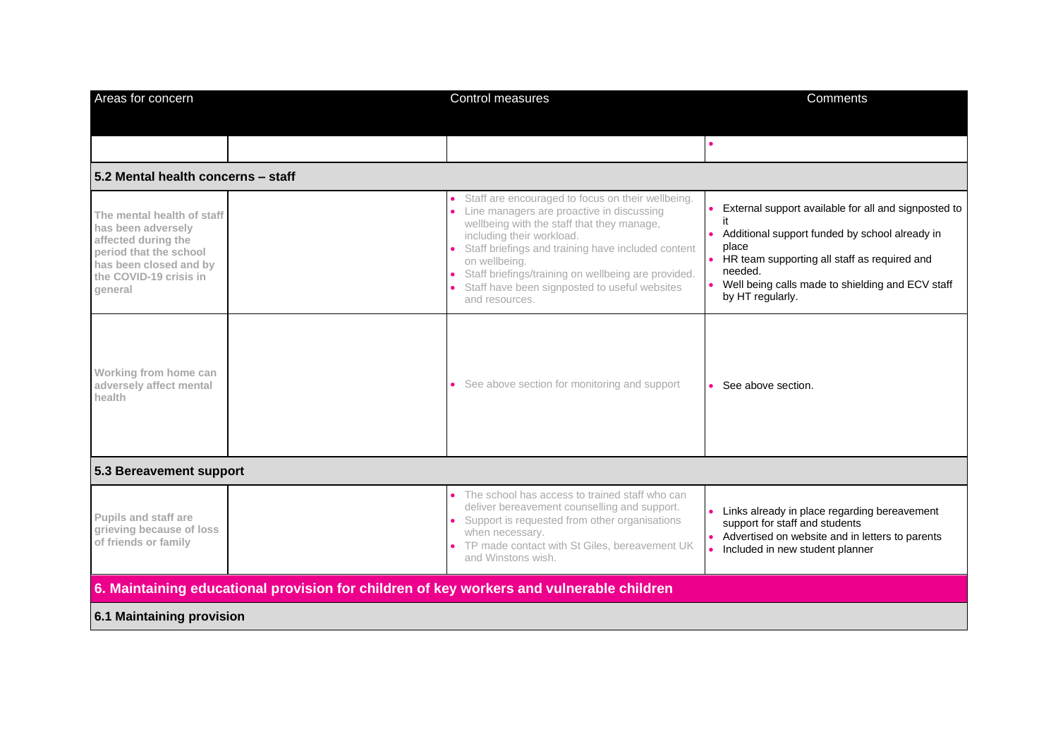| Areas for concern | | Control measures | Comments |
|---|---|---|---|
| | | | • |
| **5.2 Mental health concerns – staff** | | | |
| **The mental health of staff has been adversely affected during the period that the school has been closed and by the COVID-19 crisis in general** | | • Staff are encouraged to focus on their wellbeing.<br>• Line managers are proactive in discussing wellbeing with the staff that they manage, including their workload.<br>• Staff briefings and training have included content on wellbeing.<br>• Staff briefings/training on wellbeing are provided.<br>• Staff have been signposted to useful websites and resources. | • External support available for all and signposted to it<br>• Additional support funded by school already in place<br>• HR team supporting all staff as required and needed.<br>• Well being calls made to shielding and ECV staff by HT regularly. |
| **Working from home can adversely affect mental health** | | • See above section for monitoring and support | • See above section. |
| **5.3 Bereavement support** | | | |
| **Pupils and staff are grieving because of loss of friends or family** | | • The school has access to trained staff who can deliver bereavement counselling and support.<br>• Support is requested from other organisations when necessary.<br>• TP made contact with St Giles, bereavement UK and Winstons wish. | • Links already in place regarding bereavement support for staff and students<br>• Advertised on website and in letters to parents<br>• Included in new student planner |
| **6. Maintaining educational provision for children of key workers and vulnerable children** | | | |
| **6.1 Maintaining provision** | | | |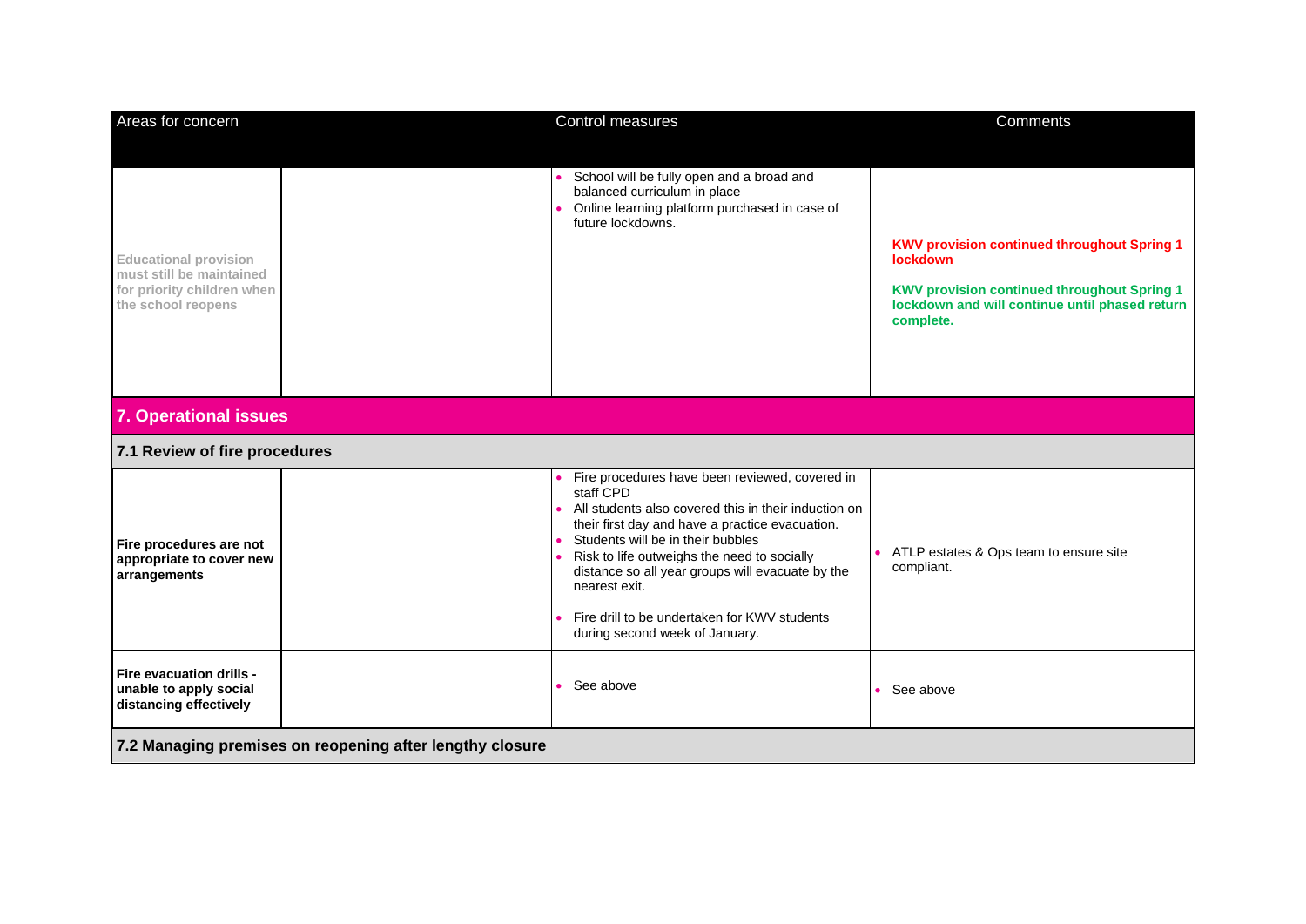| Areas for concern | | Control measures | Comments |
|---|---|---|---|
| Educational provision must still be maintained for priority children when the school reopens | | • School will be fully open and a broad and balanced curriculum in place<br>• Online learning platform purchased in case of future lockdowns. | **KWV provision continued throughout Spring 1 lockdown**<br><br>**KWV provision continued throughout Spring 1 lockdown and will continue until phased return complete.** |
| **7. Operational issues** | | | |
| **7.1 Review of fire procedures** | | | |
| **Fire procedures are not appropriate to cover new arrangements** | | • Fire procedures have been reviewed, covered in staff CPD<br>• All students also covered this in their induction on their first day and have a practice evacuation.<br>• Students will be in their bubbles<br>• Risk to life outweighs the need to socially distance so all year groups will evacuate by the nearest exit.<br><br>• Fire drill to be undertaken for KWV students during second week of January. | • ATLP estates & Ops team to ensure site compliant. |
| **Fire evacuation drills - unable to apply social distancing effectively** | | • See above | • See above |
| **7.2 Managing premises on reopening after lengthy closure** | | | |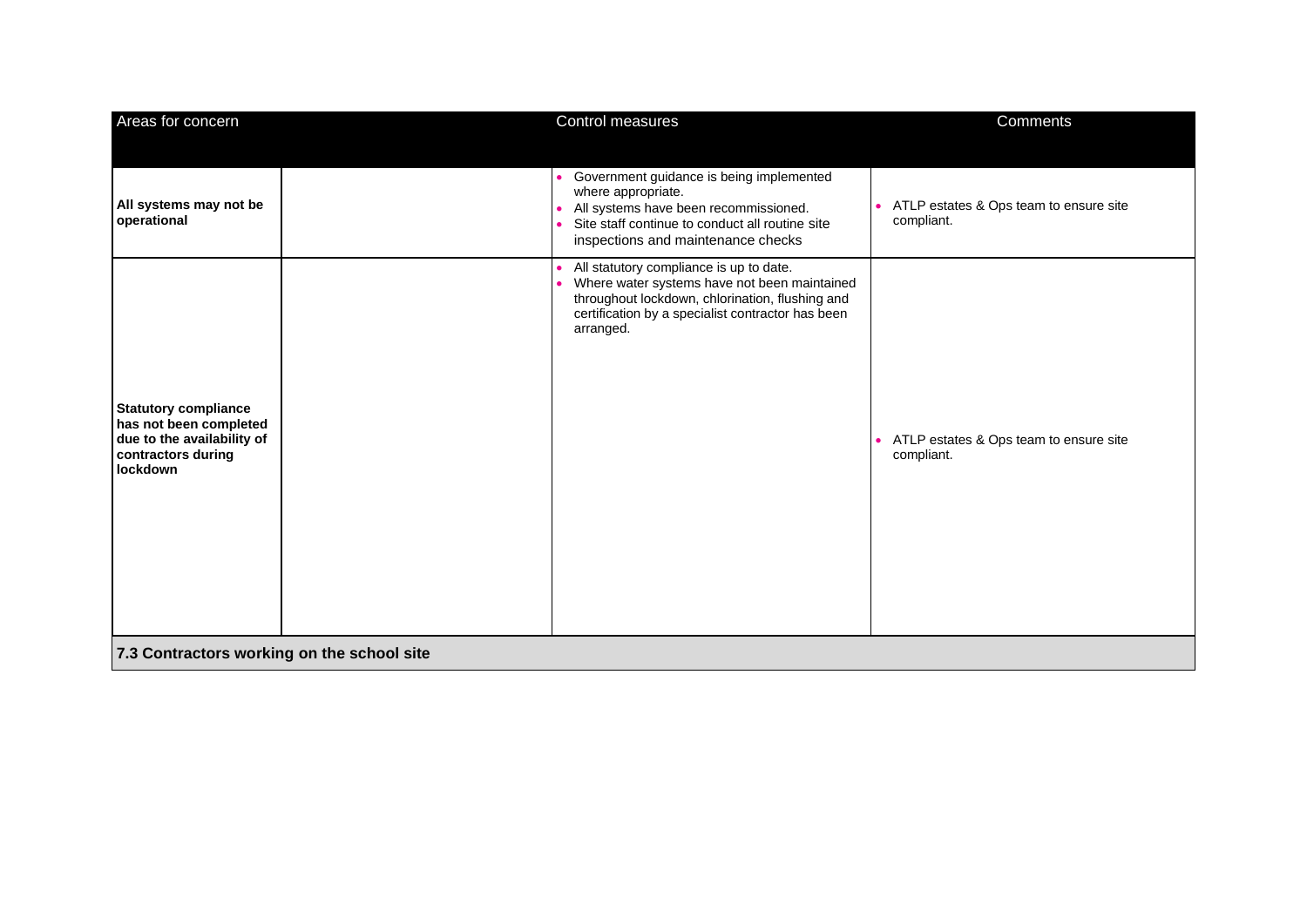| Areas for concern | | Control measures | Comments |
|---|---|---|---|
| **All systems may not be operational** | | • Government guidance is being implemented where appropriate.<br>• All systems have been recommissioned.<br>• Site staff continue to conduct all routine site inspections and maintenance checks | • ATLP estates & Ops team to ensure site compliant. |
| **Statutory compliance has not been completed due to the availability of contractors during lockdown** | | • All statutory compliance is up to date.<br>• Where water systems have not been maintained throughout lockdown, chlorination, flushing and certification by a specialist contractor has been arranged. | • ATLP estates & Ops team to ensure site compliant. |
| **7.3 Contractors working on the school site** | | | |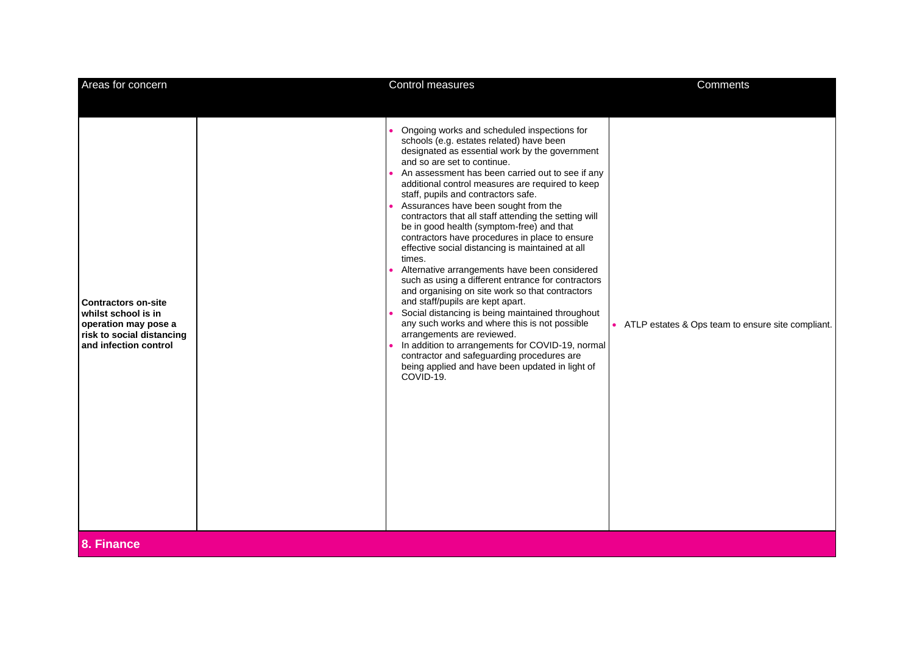| Areas for concern | | Control measures | Comments |
|---|---|---|---|
| **Contractors on-site whilst school is in operation may pose a risk to social distancing and infection control** | | • Ongoing works and scheduled inspections for schools (e.g. estates related) have been designated as essential work by the government and so are set to continue.<br>• An assessment has been carried out to see if any additional control measures are required to keep staff, pupils and contractors safe.<br>• Assurances have been sought from the contractors that all staff attending the setting will be in good health (symptom-free) and that contractors have procedures in place to ensure effective social distancing is maintained at all times.<br>• Alternative arrangements have been considered such as using a different entrance for contractors and organising on site work so that contractors and staff/pupils are kept apart.<br>• Social distancing is being maintained throughout any such works and where this is not possible arrangements are reviewed.<br>• In addition to arrangements for COVID-19, normal contractor and safeguarding procedures are being applied and have been updated in light of COVID-19. | • ATLP estates & Ops team to ensure site compliant. |

## 8. Finance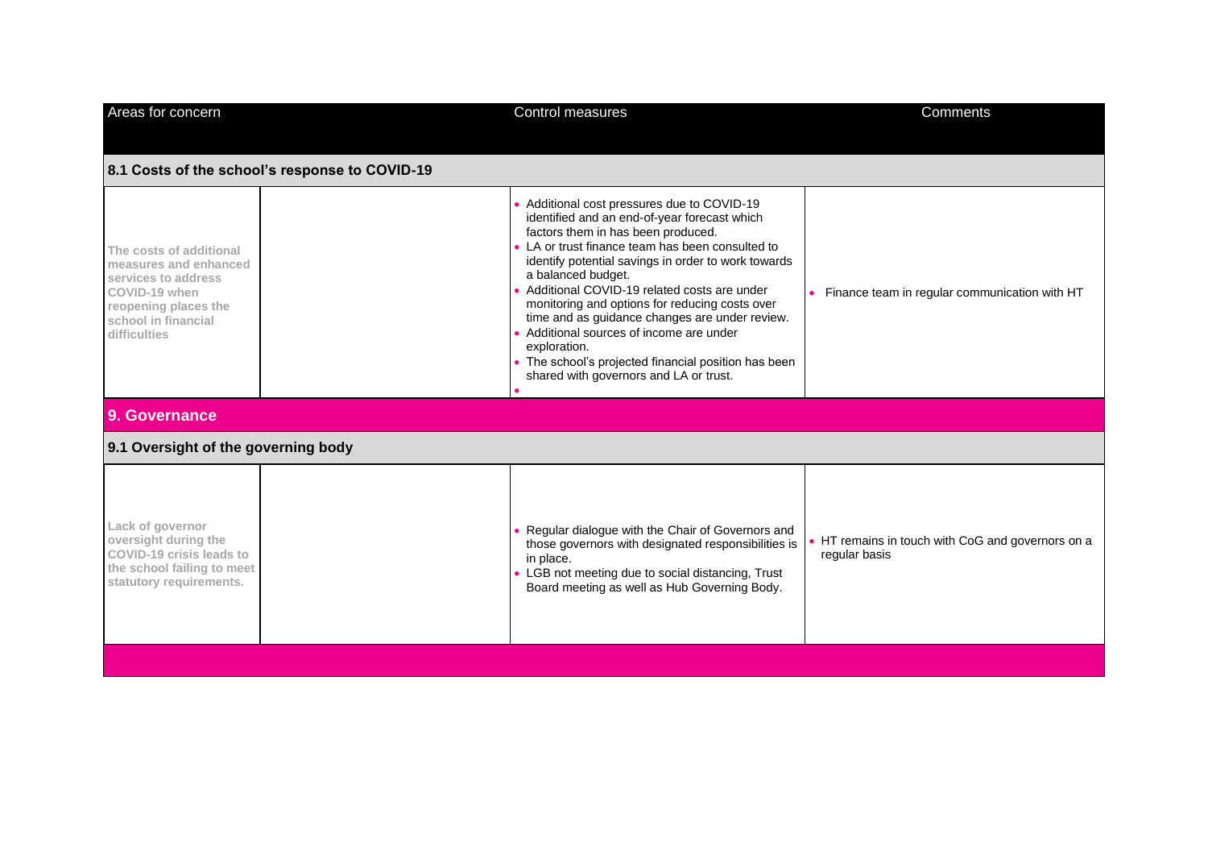| Areas for concern | | Control measures | Comments |
|---|---|---|---|
| **8.1 Costs of the school's response to COVID-19** | | | |
| **The costs of additional measures and enhanced services to address COVID-19 when reopening places the school in financial difficulties** | | • Additional cost pressures due to COVID-19 identified and an end-of-year forecast which factors them in has been produced.<br>• LA or trust finance team has been consulted to identify potential savings in order to work towards a balanced budget.<br>• Additional COVID-19 related costs are under monitoring and options for reducing costs over time and as guidance changes are under review.<br>• Additional sources of income are under exploration.<br>• The school's projected financial position has been shared with governors and LA or trust.<br>• | • Finance team in regular communication with HT |
| **9. Governance** | | | |
| **9.1 Oversight of the governing body** | | | |
| **Lack of governor oversight during the COVID-19 crisis leads to the school failing to meet statutory requirements.** | | • Regular dialogue with the Chair of Governors and those governors with designated responsibilities is in place.<br>• LGB not meeting due to social distancing, Trust Board meeting as well as Hub Governing Body. | • HT remains in touch with CoG and governors on a regular basis |